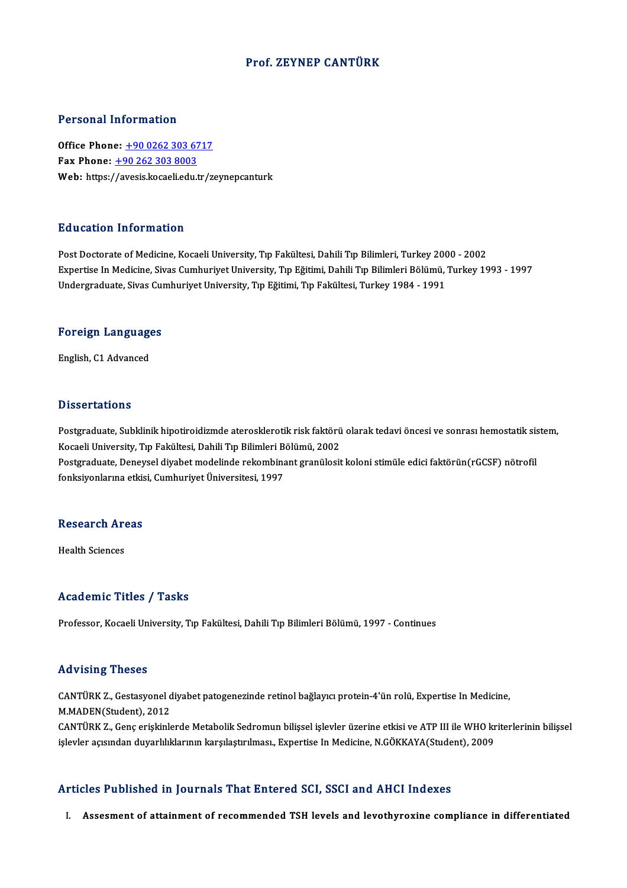# Prof. ZEYNEP CANTÜRK

## Personal Information

**Office Phone:** +90 0262 303 6717
**Fax Phone:** +90 262 303 8003
**Web:** https://avesis.kocaeli.edu.tr/zeynepcanturk

## Education Information

Post Doctorate of Medicine, Kocaeli University, Tıp Fakültesi, Dahili Tıp Bilimleri, Turkey 2000 - 2002
Expertise In Medicine, Sivas Cumhuriyet University, Tıp Eğitimi, Dahili Tıp Bilimleri Bölümü, Turkey 1993 - 1997
Undergraduate, Sivas Cumhuriyet University, Tıp Eğitimi, Tıp Fakültesi, Turkey 1984 - 1991

## Foreign Languages

English, C1 Advanced

## Dissertations

Postgraduate, Subklinik hipotiroidizmde aterosklerotik risk faktörü olarak tedavi öncesi ve sonrası hemostatik sistem, Kocaeli University, Tıp Fakültesi, Dahili Tıp Bilimleri Bölümü, 2002
Postgraduate, Deneysel diyabet modelinde rekombinant granülosit koloni stimüle edici faktörün(rGCSF) nötrofil fonksiyonlarına etkisi, Cumhuriyet Üniversitesi, 1997

## Research Areas

Health Sciences

## Academic Titles / Tasks

Professor, Kocaeli University, Tıp Fakültesi, Dahili Tıp Bilimleri Bölümü, 1997 - Continues

## Advising Theses

CANTÜRK Z., Gestasyonel diyabet patogenezinde retinol bağlayıcı protein-4'ün rolü, Expertise In Medicine, M.MADEN(Student), 2012
CANTÜRK Z., Genç erişkinlerde Metabolik Sedromun bilişsel işlevler üzerine etkisi ve ATP III ile WHO kriterlerinin bilişsel işlevler açısından duyarlılıklarının karşılaştırılması., Expertise In Medicine, N.GÖKKAYA(Student), 2009

## Articles Published in Journals That Entered SCI, SSCI and AHCI Indexes

I. **Assesment of attainment of recommended TSH levels and levothyroxine compliance in differentiated**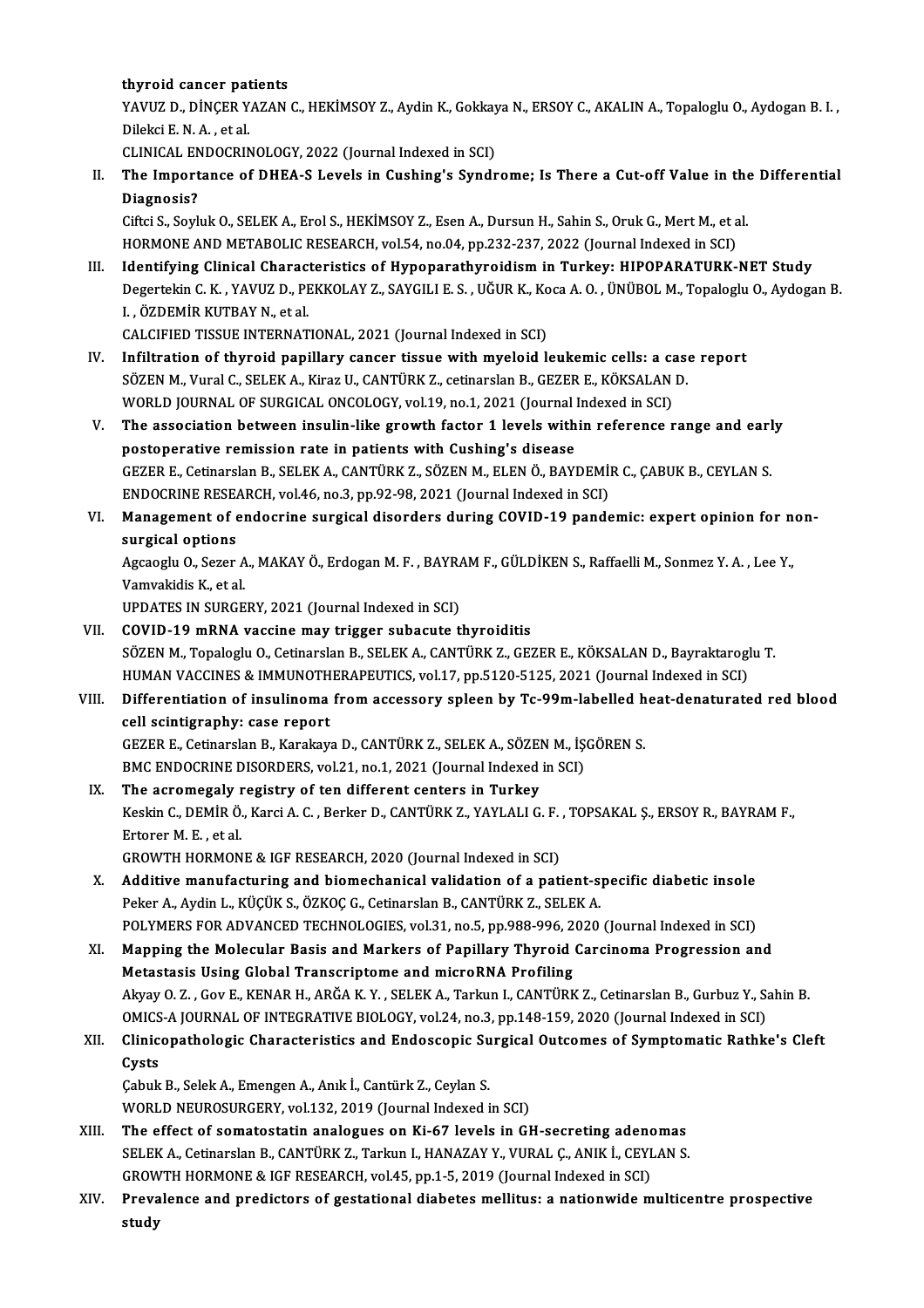thyroid cancer patients

YAVUZ D., DİNÇER YAZAN C., HEKİMSOY Z., Aydin K., Gokkaya N., ERSOY C., AKALIN A., Topaloglu O., Aydogan B. I., Dilekci E. N. A., et al.

CLINICAL ENDOCRINOLOGY, 2022 (Journal Indexed in SCI)

II. **The Importance of DHEA-S Levels in Cushing's Syndrome; Is There a Cut-off Value in the Differential Diagnosis?**

Ciftci S., Soyluk O., SELEK A., Erol S., HEKİMSOY Z., Esen A., Dursun H., Sahin S., Oruk G., Mert M., et al.

HORMONE AND METABOLIC RESEARCH, vol.54, no.04, pp.232-237, 2022 (Journal Indexed in SCI)

III. **Identifying Clinical Characteristics of Hypoparathyroidism in Turkey: HIPOPARATURK-NET Study**

Degertekin C. K., YAVUZ D., PEKKOLAY Z., SAYGILI E. S., UĞUR K., Koca A. O., ÜNÜBOL M., Topaloglu O., Aydogan B. I., ÖZDEMİR KUTBAY N., et al.

CALCIFIED TISSUE INTERNATIONAL, 2021 (Journal Indexed in SCI)

IV. **Infiltration of thyroid papillary cancer tissue with myeloid leukemic cells: a case report**

SÖZEN M., Vural C., SELEK A., Kiraz U., CANTÜRK Z., cetinarslan B., GEZER E., KÖKSALAN D.

WORLD JOURNAL OF SURGICAL ONCOLOGY, vol.19, no.1, 2021 (Journal Indexed in SCI)

V. **The association between insulin-like growth factor 1 levels within reference range and early postoperative remission rate in patients with Cushing's disease**

GEZER E., Cetinarslan B., SELEK A., CANTÜRK Z., SÖZEN M., ELEN Ö., BAYDEMİR C., ÇABUK B., CEYLAN S.

ENDOCRINE RESEARCH, vol.46, no.3, pp.92-98, 2021 (Journal Indexed in SCI)

VI. **Management of endocrine surgical disorders during COVID-19 pandemic: expert opinion for non-surgical options**

Agcaoglu O., Sezer A., MAKAY Ö., Erdogan M. F., BAYRAM F., GÜLDİKEN S., Raffaelli M., Sonmez Y. A., Lee Y., Vamvakidis K., et al.

UPDATES IN SURGERY, 2021 (Journal Indexed in SCI)

VII. **COVID-19 mRNA vaccine may trigger subacute thyroiditis**

SÖZEN M., Topaloglu O., Cetinarslan B., SELEK A., CANTÜRK Z., GEZER E., KÖKSALAN D., Bayraktaroglu T.

HUMAN VACCINES & IMMUNOTHERAPEUTICS, vol.17, pp.5120-5125, 2021 (Journal Indexed in SCI)

VIII. **Differentiation of insulinoma from accessory spleen by Tc-99m-labelled heat-denaturated red blood cell scintigraphy: case report**

GEZER E., Cetinarslan B., Karakaya D., CANTÜRK Z., SELEK A., SÖZEN M., İŞGÖREN S.

BMC ENDOCRINE DISORDERS, vol.21, no.1, 2021 (Journal Indexed in SCI)

IX. **The acromegaly registry of ten different centers in Turkey**

Keskin C., DEMİR Ö., Karci A. C., Berker D., CANTÜRK Z., YAYLALI G. F., TOPSAKAL Ş., ERSOY R., BAYRAM F., Ertorer M. E., et al.

GROWTH HORMONE & IGF RESEARCH, 2020 (Journal Indexed in SCI)

X. **Additive manufacturing and biomechanical validation of a patient-specific diabetic insole**

Peker A., Aydin L., KÜÇÜK S., ÖZKOÇ G., Cetinarslan B., CANTÜRK Z., SELEK A.

POLYMERS FOR ADVANCED TECHNOLOGIES, vol.31, no.5, pp.988-996, 2020 (Journal Indexed in SCI)

XI. **Mapping the Molecular Basis and Markers of Papillary Thyroid Carcinoma Progression and Metastasis Using Global Transcriptome and microRNA Profiling**

Akyay O. Z., Gov E., KENAR H., ARĞA K. Y., SELEK A., Tarkun I., CANTÜRK Z., Cetinarslan B., Gurbuz Y., Sahin B.

OMICS-A JOURNAL OF INTEGRATIVE BIOLOGY, vol.24, no.3, pp.148-159, 2020 (Journal Indexed in SCI)

XII. **Clinicopathologic Characteristics and Endoscopic Surgical Outcomes of Symptomatic Rathke's Cleft Cysts**

Çabuk B., Selek A., Emengen A., Anık İ., Cantürk Z., Ceylan S.

WORLD NEUROSURGERY, vol.132, 2019 (Journal Indexed in SCI)

XIII. **The effect of somatostatin analogues on Ki-67 levels in GH-secreting adenomas**

SELEK A., Cetinarslan B., CANTÜRK Z., Tarkun I., HANAZAY Y., VURAL Ç., ANIK İ., CEYLAN S.

GROWTH HORMONE & IGF RESEARCH, vol.45, pp.1-5, 2019 (Journal Indexed in SCI)

XIV. **Prevalence and predictors of gestational diabetes mellitus: a nationwide multicentre prospective study**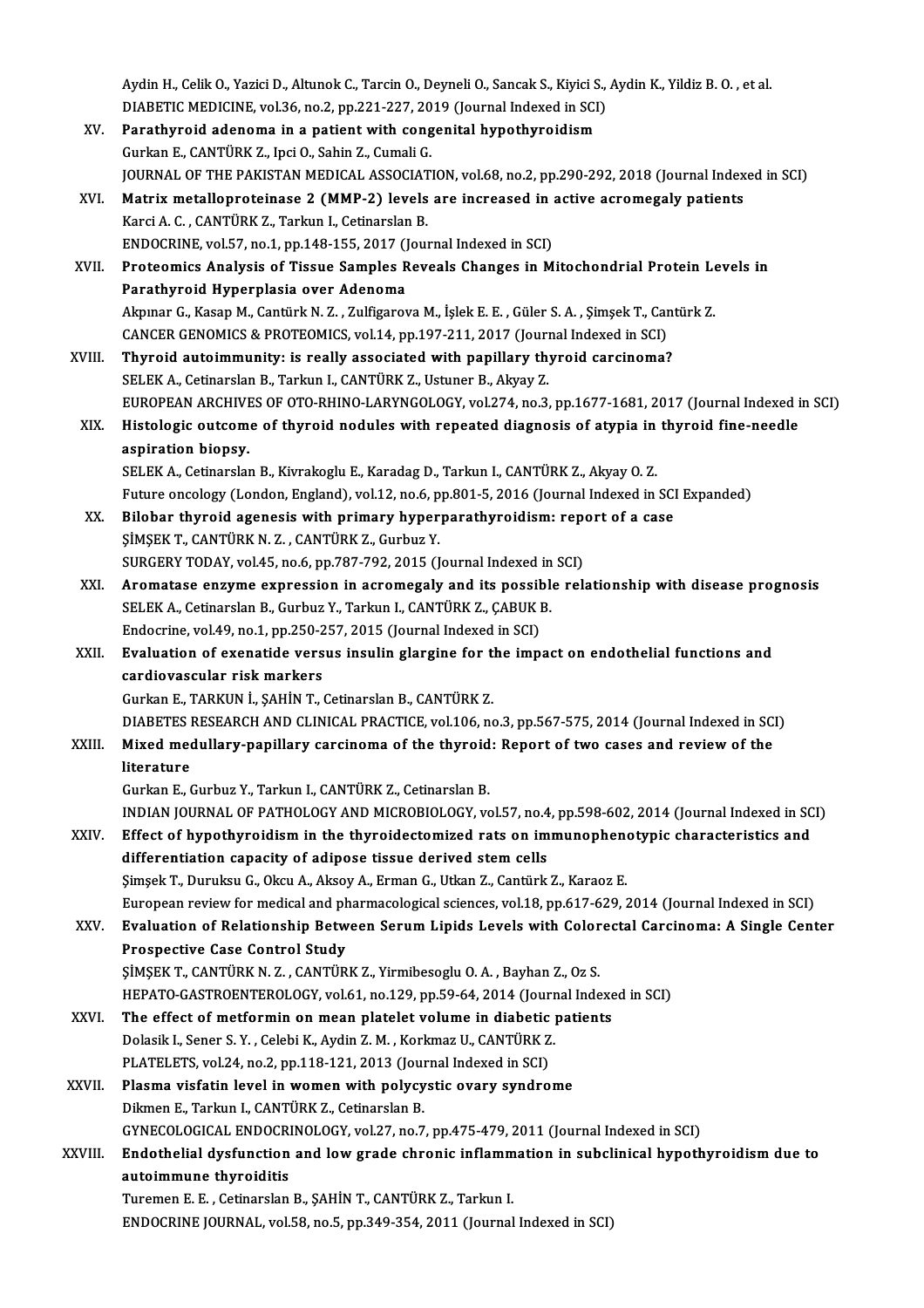Aydin H., Celik O., Yazici D., Altunok C., Tarcin O., Deyneli O., Sancak S., Kiyici S., Aydin K., Yildiz B. O. , et al.
DIABETIC MEDICINE, vol.36, no.2, pp.221-227, 2019 (Journal Indexed in SCI)

XV. **Parathyroid adenoma in a patient with congenital hypothyroidism**
Gurkan E., CANTÜRK Z., Ipci O., Sahin Z., Cumali G.
JOURNAL OF THE PAKISTAN MEDICAL ASSOCIATION, vol.68, no.2, pp.290-292, 2018 (Journal Indexed in SCI)

XVI. **Matrix metalloproteinase 2 (MMP-2) levels are increased in active acromegaly patients**
Karci A. C. , CANTÜRK Z., Tarkun I., Cetinarslan B.
ENDOCRINE, vol.57, no.1, pp.148-155, 2017 (Journal Indexed in SCI)

XVII. **Proteomics Analysis of Tissue Samples Reveals Changes in Mitochondrial Protein Levels in Parathyroid Hyperplasia over Adenoma**
Akpınar G., Kasap M., Cantürk N. Z. , Zulfigarova M., İşlek E. E. , Güler S. A. , Şimşek T., Cantürk Z.
CANCER GENOMICS & PROTEOMICS, vol.14, pp.197-211, 2017 (Journal Indexed in SCI)

XVIII. **Thyroid autoimmunity: is really associated with papillary thyroid carcinoma?**
SELEK A., Cetinarslan B., Tarkun I., CANTÜRK Z., Ustuner B., Akyay Z.
EUROPEAN ARCHIVES OF OTO-RHINO-LARYNGOLOGY, vol.274, no.3, pp.1677-1681, 2017 (Journal Indexed in SCI)

XIX. **Histologic outcome of thyroid nodules with repeated diagnosis of atypia in thyroid fine-needle aspiration biopsy.**
SELEK A., Cetinarslan B., Kivrakoglu E., Karadag D., Tarkun I., CANTÜRK Z., Akyay O. Z.
Future oncology (London, England), vol.12, no.6, pp.801-5, 2016 (Journal Indexed in SCI Expanded)

XX. **Bilobar thyroid agenesis with primary hyperparathyroidism: report of a case**
ŞİMŞEK T., CANTÜRK N. Z. , CANTÜRK Z., Gurbuz Y.
SURGERY TODAY, vol.45, no.6, pp.787-792, 2015 (Journal Indexed in SCI)

XXI. **Aromatase enzyme expression in acromegaly and its possible relationship with disease prognosis**
SELEK A., Cetinarslan B., Gurbuz Y., Tarkun I., CANTÜRK Z., ÇABUK B.
Endocrine, vol.49, no.1, pp.250-257, 2015 (Journal Indexed in SCI)

XXII. **Evaluation of exenatide versus insulin glargine for the impact on endothelial functions and cardiovascular risk markers**
Gurkan E., TARKUN İ., ŞAHİN T., Cetinarslan B., CANTÜRK Z.
DIABETES RESEARCH AND CLINICAL PRACTICE, vol.106, no.3, pp.567-575, 2014 (Journal Indexed in SCI)

XXIII. **Mixed medullary-papillary carcinoma of the thyroid: Report of two cases and review of the literature**
Gurkan E., Gurbuz Y., Tarkun I., CANTÜRK Z., Cetinarslan B.
INDIAN JOURNAL OF PATHOLOGY AND MICROBIOLOGY, vol.57, no.4, pp.598-602, 2014 (Journal Indexed in SCI)

XXIV. **Effect of hypothyroidism in the thyroidectomized rats on immunophenotypic characteristics and differentiation capacity of adipose tissue derived stem cells**
Şimşek T., Duruksu G., Okcu A., Aksoy A., Erman G., Utkan Z., Cantürk Z., Karaoz E.
European review for medical and pharmacological sciences, vol.18, pp.617-629, 2014 (Journal Indexed in SCI)

XXV. **Evaluation of Relationship Between Serum Lipids Levels with Colorectal Carcinoma: A Single Center Prospective Case Control Study**
ŞİMŞEK T., CANTÜRK N. Z. , CANTÜRK Z., Yirmibesoglu O. A. , Bayhan Z., Oz S.
HEPATO-GASTROENTEROLOGY, vol.61, no.129, pp.59-64, 2014 (Journal Indexed in SCI)

XXVI. **The effect of metformin on mean platelet volume in diabetic patients**
Dolasik I., Sener S. Y. , Celebi K., Aydin Z. M. , Korkmaz U., CANTÜRK Z.
PLATELETS, vol.24, no.2, pp.118-121, 2013 (Journal Indexed in SCI)

XXVII. **Plasma visfatin level in women with polycystic ovary syndrome**
Dikmen E., Tarkun I., CANTÜRK Z., Cetinarslan B.
GYNECOLOGICAL ENDOCRINOLOGY, vol.27, no.7, pp.475-479, 2011 (Journal Indexed in SCI)

XXVIII. **Endothelial dysfunction and low grade chronic inflammation in subclinical hypothyroidism due to autoimmune thyroiditis**
Turemen E. E. , Cetinarslan B., ŞAHİN T., CANTÜRK Z., Tarkun I.
ENDOCRINE JOURNAL, vol.58, no.5, pp.349-354, 2011 (Journal Indexed in SCI)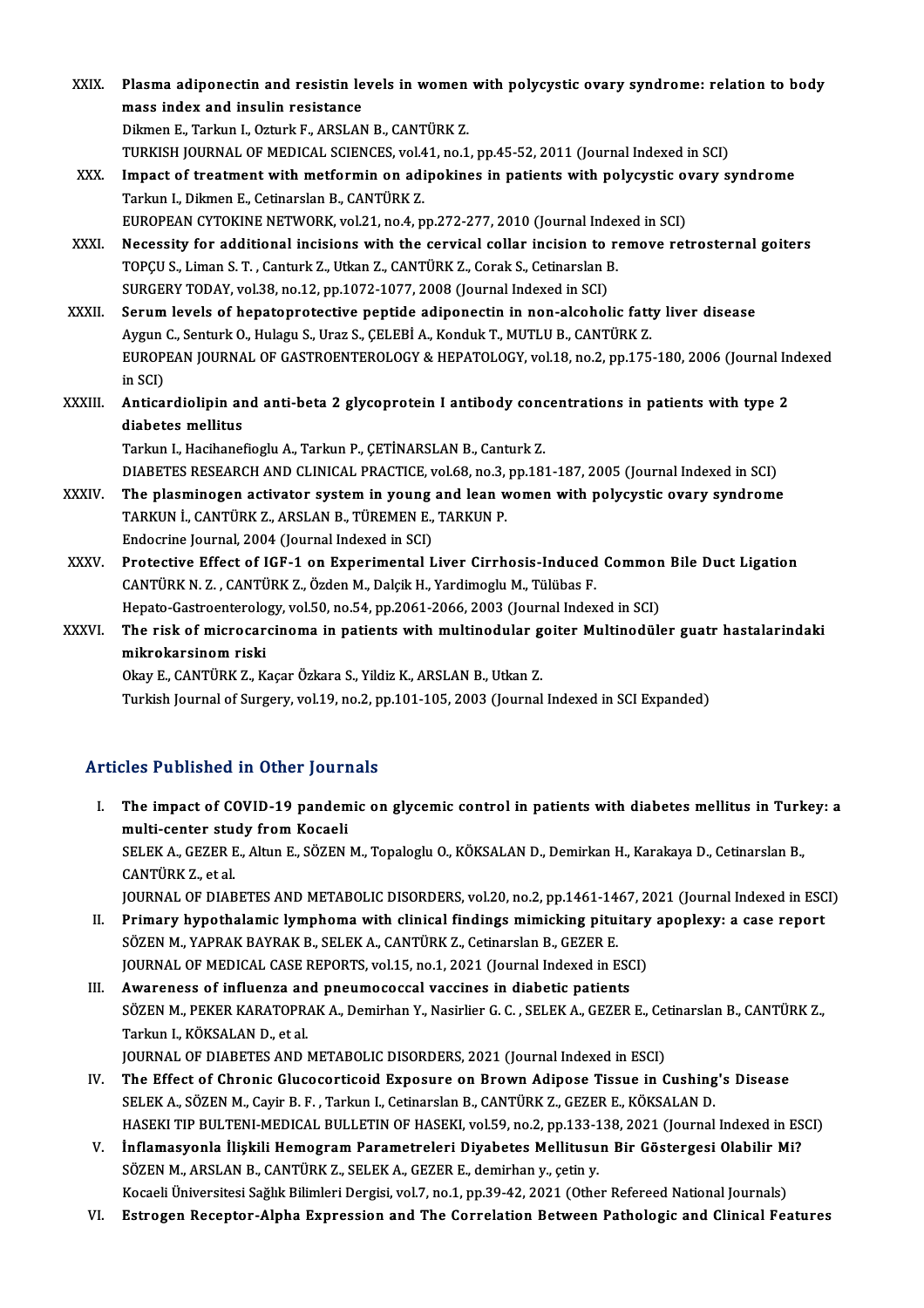XXIX. **Plasma adiponectin and resistin levels in women with polycystic ovary syndrome: relation to body mass index and insulin resistance**
Dikmen E., Tarkun I., Ozturk F., ARSLAN B., CANTÜRK Z.
TURKISH JOURNAL OF MEDICAL SCIENCES, vol.41, no.1, pp.45-52, 2011 (Journal Indexed in SCI)

XXX. **Impact of treatment with metformin on adipokines in patients with polycystic ovary syndrome**
Tarkun I., Dikmen E., Cetinarslan B., CANTÜRK Z.
EUROPEAN CYTOKINE NETWORK, vol.21, no.4, pp.272-277, 2010 (Journal Indexed in SCI)

XXXI. **Necessity for additional incisions with the cervical collar incision to remove retrosternal goiters**
TOPÇU S., Liman S. T. , Canturk Z., Utkan Z., CANTÜRK Z., Corak S., Cetinarslan B.
SURGERY TODAY, vol.38, no.12, pp.1072-1077, 2008 (Journal Indexed in SCI)

XXXII. **Serum levels of hepatoprotective peptide adiponectin in non-alcoholic fatty liver disease**
Aygun C., Senturk O., Hulagu S., Uraz S., ÇELEBİ A., Konduk T., MUTLU B., CANTÜRK Z.
EUROPEAN JOURNAL OF GASTROENTEROLOGY & HEPATOLOGY, vol.18, no.2, pp.175-180, 2006 (Journal Indexed in SCI)

XXXIII. **Anticardiolipin and anti-beta 2 glycoprotein I antibody concentrations in patients with type 2 diabetes mellitus**
Tarkun I., Hacihanefioglu A., Tarkun P., ÇETİNARSLAN B., Canturk Z.
DIABETES RESEARCH AND CLINICAL PRACTICE, vol.68, no.3, pp.181-187, 2005 (Journal Indexed in SCI)

XXXIV. **The plasminogen activator system in young and lean women with polycystic ovary syndrome**
TARKUN İ., CANTÜRK Z., ARSLAN B., TÜREMEN E., TARKUN P.
Endocrine Journal, 2004 (Journal Indexed in SCI)

XXXV. **Protective Effect of IGF-1 on Experimental Liver Cirrhosis-Induced Common Bile Duct Ligation**
CANTÜRK N. Z. , CANTÜRK Z., Özden M., Dalçik H., Yardimoglu M., Tülübas F.
Hepato-Gastroenterology, vol.50, no.54, pp.2061-2066, 2003 (Journal Indexed in SCI)

XXXVI. **The risk of microcarcinoma in patients with multinodular goiter Multinodüler guatr hastalarindaki mikrokarsinom riski**
Okay E., CANTÜRK Z., Kaçar Özkara S., Yildiz K., ARSLAN B., Utkan Z.
Turkish Journal of Surgery, vol.19, no.2, pp.101-105, 2003 (Journal Indexed in SCI Expanded)

## Articles Published in Other Journals

I. **The impact of COVID-19 pandemic on glycemic control in patients with diabetes mellitus in Turkey: a multi-center study from Kocaeli**
SELEK A., GEZER E., Altun E., SÖZEN M., Topaloglu O., KÖKSALAN D., Demirkan H., Karakaya D., Cetinarslan B., CANTÜRK Z., et al.
JOURNAL OF DIABETES AND METABOLIC DISORDERS, vol.20, no.2, pp.1461-1467, 2021 (Journal Indexed in ESCI)

II. **Primary hypothalamic lymphoma with clinical findings mimicking pituitary apoplexy: a case report**
SÖZEN M., YAPRAK BAYRAK B., SELEK A., CANTÜRK Z., Cetinarslan B., GEZER E.
JOURNAL OF MEDICAL CASE REPORTS, vol.15, no.1, 2021 (Journal Indexed in ESCI)

III. **Awareness of influenza and pneumococcal vaccines in diabetic patients**
SÖZEN M., PEKER KARATOPRAK A., Demirhan Y., Nasirlier G. C. , SELEK A., GEZER E., Cetinarslan B., CANTÜRK Z., Tarkun I., KÖKSALAN D., et al.
JOURNAL OF DIABETES AND METABOLIC DISORDERS, 2021 (Journal Indexed in ESCI)

IV. **The Effect of Chronic Glucocorticoid Exposure on Brown Adipose Tissue in Cushing's Disease**
SELEK A., SÖZEN M., Cayir B. F. , Tarkun I., Cetinarslan B., CANTÜRK Z., GEZER E., KÖKSALAN D.
HASEKI TIP BULTENI-MEDICAL BULLETIN OF HASEKI, vol.59, no.2, pp.133-138, 2021 (Journal Indexed in ESCI)

V. **İnflamasyonla İlişkili Hemogram Parametreleri Diyabetes Mellitusun Bir Göstergesi Olabilir Mi?**
SÖZEN M., ARSLAN B., CANTÜRK Z., SELEK A., GEZER E., demirhan y., çetin y.
Kocaeli Üniversitesi Sağlık Bilimleri Dergisi, vol.7, no.1, pp.39-42, 2021 (Other Refereed National Journals)

VI. **Estrogen Receptor-Alpha Expression and The Correlation Between Pathologic and Clinical Features**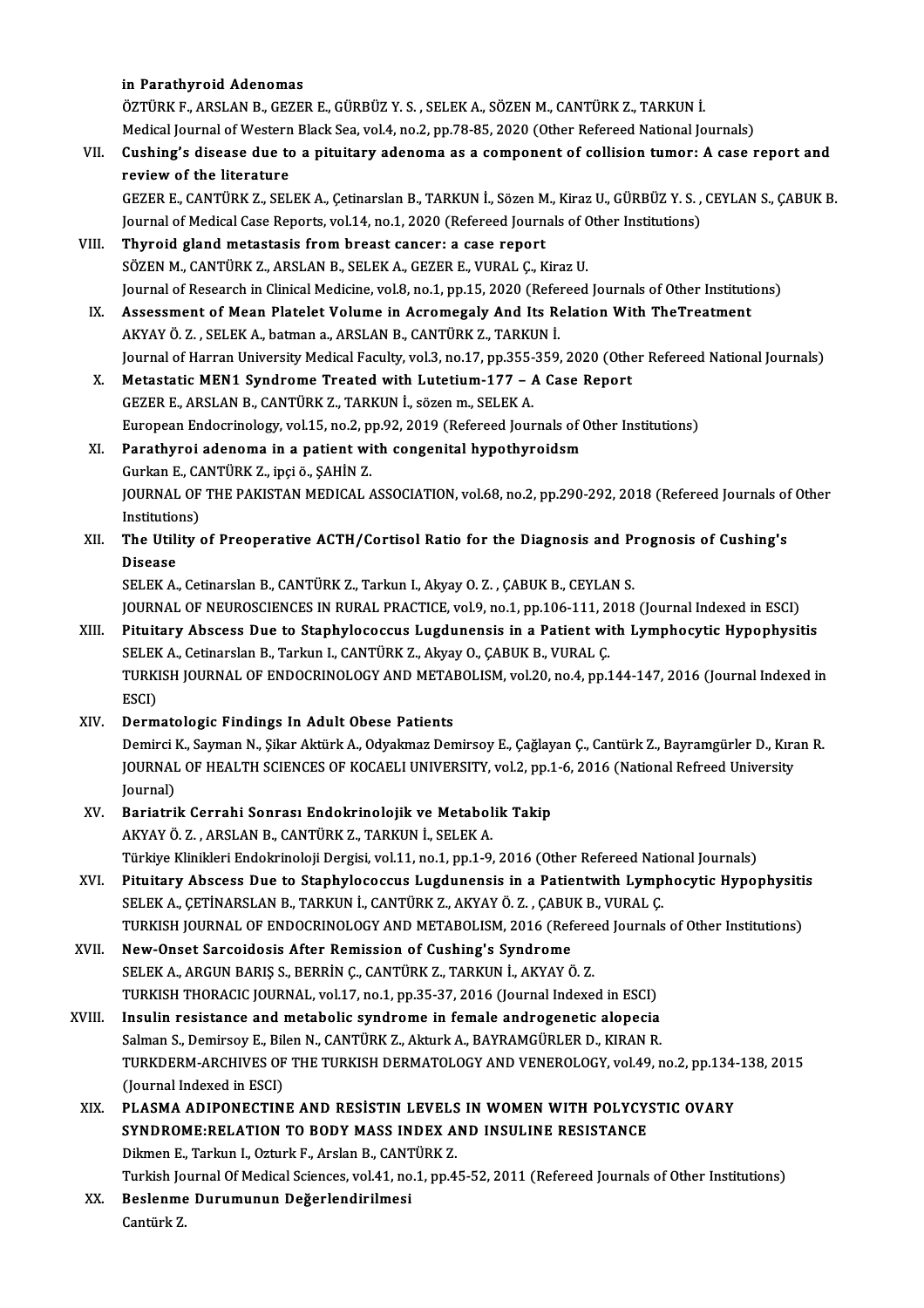in Parathyroid Adenomas

ÖZTÜRK F., ARSLAN B., GEZER E., GÜRBÜZ Y. S. , SELEK A., SÖZEN M., CANTÜRK Z., TARKUN İ.
Medical Journal of Western Black Sea, vol.4, no.2, pp.78-85, 2020 (Other Refereed National Journals)

VII. **Cushing's disease due to a pituitary adenoma as a component of collision tumor: A case report and review of the literature**
GEZER E., CANTÜRK Z., SELEK A., Çetinarslan B., TARKUN İ., Sözen M., Kiraz U., GÜRBÜZ Y. S. , CEYLAN S., ÇABUK B.
Journal of Medical Case Reports, vol.14, no.1, 2020 (Refereed Journals of Other Institutions)

VIII. **Thyroid gland metastasis from breast cancer: a case report**
SÖZEN M., CANTÜRK Z., ARSLAN B., SELEK A., GEZER E., VURAL Ç., Kiraz U.
Journal of Research in Clinical Medicine, vol.8, no.1, pp.15, 2020 (Refereed Journals of Other Institutions)

IX. **Assessment of Mean Platelet Volume in Acromegaly And Its Relation With TheTreatment**
AKYAY Ö. Z. , SELEK A., batman a., ARSLAN B., CANTÜRK Z., TARKUN İ.
Journal of Harran University Medical Faculty, vol.3, no.17, pp.355-359, 2020 (Other Refereed National Journals)

X. **Metastatic MEN1 Syndrome Treated with Lutetium-177 – A Case Report**
GEZER E., ARSLAN B., CANTÜRK Z., TARKUN İ., sözen m., SELEK A.
European Endocrinology, vol.15, no.2, pp.92, 2019 (Refereed Journals of Other Institutions)

XI. **Parathyroi adenoma in a patient with congenital hypothyroidsm**
Gurkan E., CANTÜRK Z., ipçi ö., ŞAHİN Z.
JOURNAL OF THE PAKISTAN MEDICAL ASSOCIATION, vol.68, no.2, pp.290-292, 2018 (Refereed Journals of Other Institutions)

XII. **The Utility of Preoperative ACTH/Cortisol Ratio for the Diagnosis and Prognosis of Cushing's Disease**
SELEK A., Cetinarslan B., CANTÜRK Z., Tarkun I., Akyay O. Z. , ÇABUK B., CEYLAN S.
JOURNAL OF NEUROSCIENCES IN RURAL PRACTICE, vol.9, no.1, pp.106-111, 2018 (Journal Indexed in ESCI)

XIII. **Pituitary Abscess Due to Staphylococcus Lugdunensis in a Patient with Lymphocytic Hypophysitis**
SELEK A., Cetinarslan B., Tarkun I., CANTÜRK Z., Akyay O., ÇABUK B., VURAL Ç.
TURKISH JOURNAL OF ENDOCRINOLOGY AND METABOLISM, vol.20, no.4, pp.144-147, 2016 (Journal Indexed in ESCI)

XIV. **Dermatologic Findings In Adult Obese Patients**
Demirci K., Sayman N., Şikar Aktürk A., Odyakmaz Demirsoy E., Çağlayan Ç., Cantürk Z., Bayramgürler D., Kıran R.
JOURNAL OF HEALTH SCIENCES OF KOCAELI UNIVERSITY, vol.2, pp.1-6, 2016 (National Refreed University Journal)

XV. **Bariatrik Cerrahi Sonrası Endokrinolojik ve Metabolik Takip**
AKYAY Ö. Z. , ARSLAN B., CANTÜRK Z., TARKUN İ., SELEK A.
Türkiye Klinikleri Endokrinoloji Dergisi, vol.11, no.1, pp.1-9, 2016 (Other Refereed National Journals)

XVI. **Pituitary Abscess Due to Staphylococcus Lugdunensis in a Patientwith Lymphocytic Hypophysitis**
SELEK A., ÇETİNARSLAN B., TARKUN İ., CANTÜRK Z., AKYAY Ö. Z. , ÇABUK B., VURAL Ç.
TURKISH JOURNAL OF ENDOCRINOLOGY AND METABOLISM, 2016 (Refereed Journals of Other Institutions)

XVII. **New-Onset Sarcoidosis After Remission of Cushing's Syndrome**
SELEK A., ARGUN BARIŞ S., BERRİN Ç., CANTÜRK Z., TARKUN İ., AKYAY Ö. Z.
TURKISH THORACIC JOURNAL, vol.17, no.1, pp.35-37, 2016 (Journal Indexed in ESCI)

XVIII. **Insulin resistance and metabolic syndrome in female androgenetic alopecia**
Salman S., Demirsoy E., Bilen N., CANTÜRK Z., Akturk A., BAYRAMGÜRLER D., KIRAN R.
TURKDERM-ARCHIVES OF THE TURKISH DERMATOLOGY AND VENEROLOGY, vol.49, no.2, pp.134-138, 2015 (Journal Indexed in ESCI)

XIX. **PLASMA ADIPONECTINE AND RESİSTIN LEVELS IN WOMEN WITH POLYCYSTIC OVARY SYNDROME:RELATION TO BODY MASS INDEX AND INSULINE RESISTANCE**
Dikmen E., Tarkun I., Ozturk F., Arslan B., CANTÜRK Z.
Turkish Journal Of Medical Sciences, vol.41, no.1, pp.45-52, 2011 (Refereed Journals of Other Institutions)

XX. **Beslenme Durumunun Değerlendirilmesi**
Cantürk Z.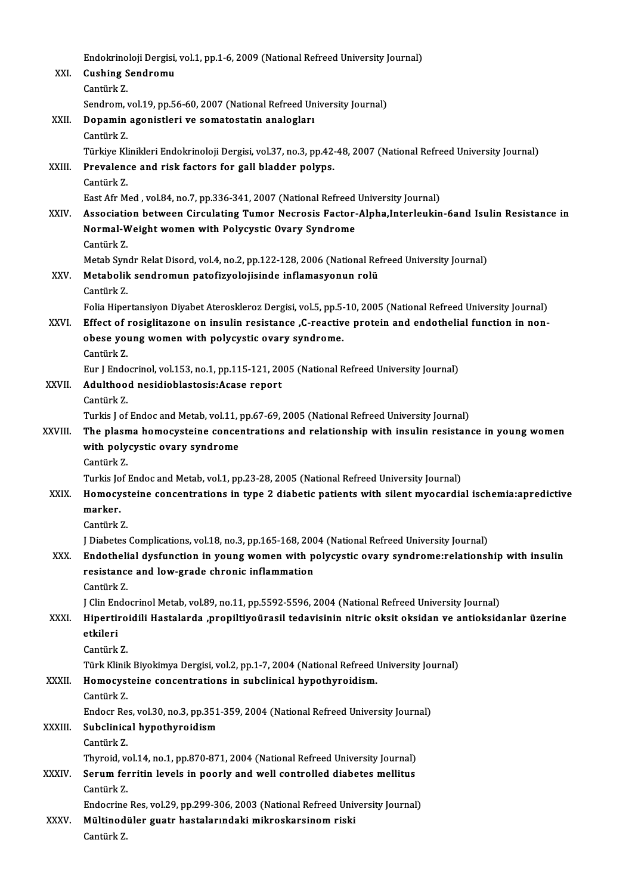Endokrinoloji Dergisi, vol.1, pp.1-6, 2009 (National Refreed University Journal)

XXI. **Cushing Sendromu**
Cantürk Z.
Sendrom, vol.19, pp.56-60, 2007 (National Refreed University Journal)

XXII. **Dopamin agonistleri ve somatostatin analogları**
Cantürk Z.
Türkiye Klinikleri Endokrinoloji Dergisi, vol.37, no.3, pp.42-48, 2007 (National Refreed University Journal)

XXIII. **Prevalence and risk factors for gall bladder polyps.**
Cantürk Z.
East Afr Med , vol.84, no.7, pp.336-341, 2007 (National Refreed University Journal)

XXIV. **Association between Circulating Tumor Necrosis Factor-Alpha,Interleukin-6and Isulin Resistance in Normal-Weight women with Polycystic Ovary Syndrome**
Cantürk Z.
Metab Syndr Relat Disord, vol.4, no.2, pp.122-128, 2006 (National Refreed University Journal)

XXV. **Metabolik sendromun patofizyolojisinde inflamasyonun rolü**
Cantürk Z.
Folia Hipertansiyon Diyabet Ateroskleroz Dergisi, vol.5, pp.5-10, 2005 (National Refreed University Journal)

XXVI. **Effect of rosiglitazone on insulin resistance ,C-reactive protein and endothelial function in non-obese young women with polycystic ovary syndrome.**
Cantürk Z.
Eur J Endocrinol, vol.153, no.1, pp.115-121, 2005 (National Refreed University Journal)

XXVII. **Adulthood nesidioblastosis:Acase report**
Cantürk Z.
Turkis J of Endoc and Metab, vol.11, pp.67-69, 2005 (National Refreed University Journal)

XXVIII. **The plasma homocysteine concentrations and relationship with insulin resistance in young women with polycystic ovary syndrome**
Cantürk Z.
Turkis Jof Endoc and Metab, vol.1, pp.23-28, 2005 (National Refreed University Journal)

XXIX. **Homocysteine concentrations in type 2 diabetic patients with silent myocardial ischemia:apredictive marker.**
Cantürk Z.
J Diabetes Complications, vol.18, no.3, pp.165-168, 2004 (National Refreed University Journal)

XXX. **Endothelial dysfunction in young women with polycystic ovary syndrome:relationship with insulin resistance and low-grade chronic inflammation**
Cantürk Z.
J Clin Endocrinol Metab, vol.89, no.11, pp.5592-5596, 2004 (National Refreed University Journal)

XXXI. **Hipertiroidili Hastalarda ,propiltiyoürasil tedavisinin nitric oksit oksidan ve antioksidanlar üzerine etkileri**
Cantürk Z.
Türk Klinik Biyokimya Dergisi, vol.2, pp.1-7, 2004 (National Refreed University Journal)

XXXII. **Homocysteine concentrations in subclinical hypothyroidism.**
Cantürk Z.
Endocr Res, vol.30, no.3, pp.351-359, 2004 (National Refreed University Journal)

XXXIII. **Subclinical hypothyroidism**
Cantürk Z.
Thyroid, vol.14, no.1, pp.870-871, 2004 (National Refreed University Journal)

XXXIV. **Serum ferritin levels in poorly and well controlled diabetes mellitus**
Cantürk Z.
Endocrine Res, vol.29, pp.299-306, 2003 (National Refreed University Journal)

XXXV. **Mültinodüler guatr hastalarındaki mikroskarsinom riski**
Cantürk Z.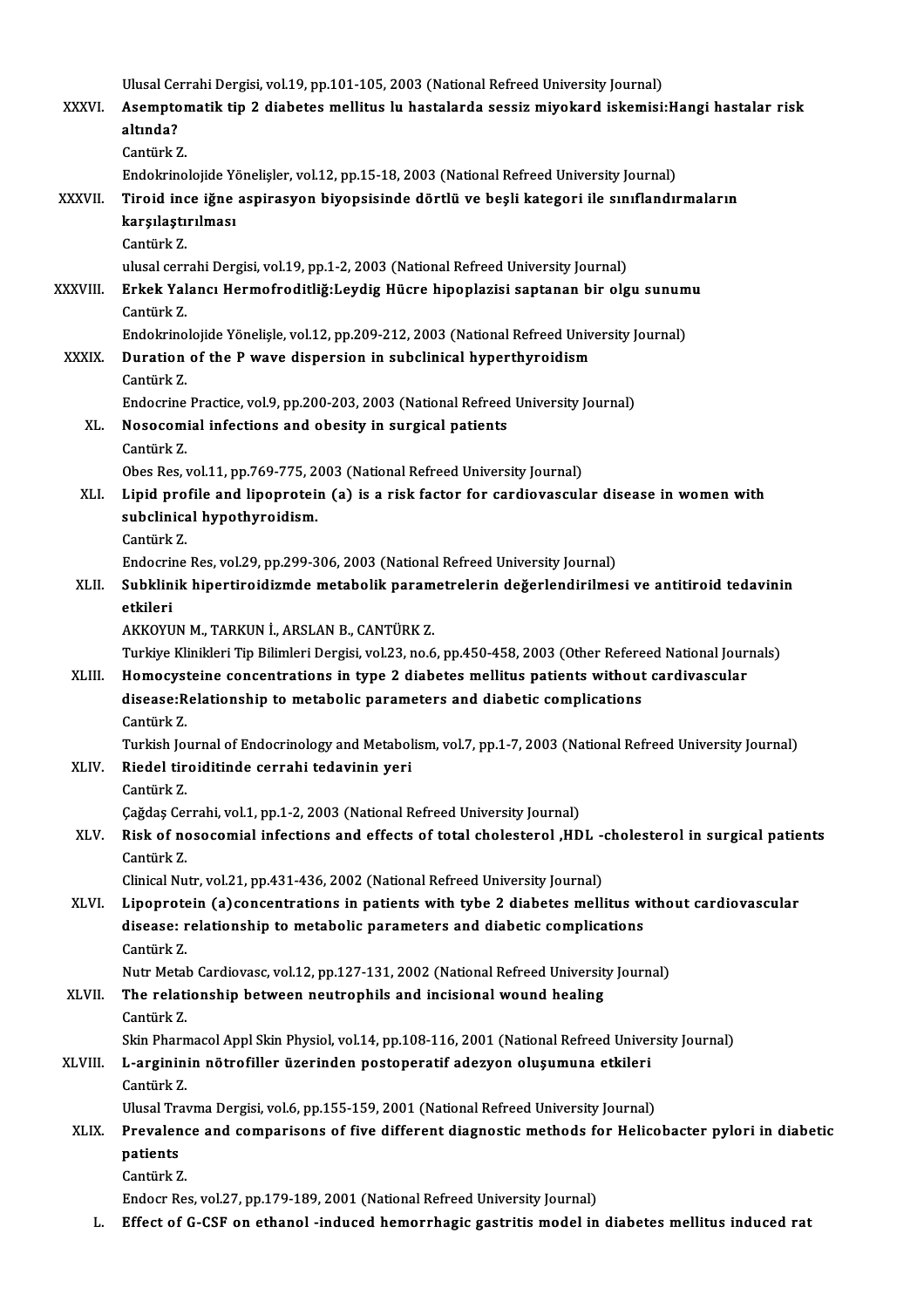Ulusal Cerrahi Dergisi, vol.19, pp.101-105, 2003 (National Refreed University Journal)

XXXVI. **Asemptomatik tip 2 diabetes mellitus lu hastalarda sessiz miyokard iskemisi:Hangi hastalar risk altında?**
Cantürk Z.
Endokrinolojide Yönelişler, vol.12, pp.15-18, 2003 (National Refreed University Journal)

XXXVII. **Tiroid ince iğne aspirasyon biyopsisinde dörtlü ve beşli kategori ile sınıflandırmaların karşılaştırılması**
Cantürk Z.
ulusal cerrahi Dergisi, vol.19, pp.1-2, 2003 (National Refreed University Journal)

XXXVIII. **Erkek Yalancı Hermofroditliğ:Leydig Hücre hipoplazisi saptanan bir olgu sunumu**
Cantürk Z.
Endokrinolojide Yönelişle, vol.12, pp.209-212, 2003 (National Refreed University Journal)

XXXIX. **Duration of the P wave dispersion in subclinical hyperthyroidism**
Cantürk Z.
Endocrine Practice, vol.9, pp.200-203, 2003 (National Refreed University Journal)

XL. **Nosocomial infections and obesity in surgical patients**
Cantürk Z.
Obes Res, vol.11, pp.769-775, 2003 (National Refreed University Journal)

XLI. **Lipid profile and lipoprotein (a) is a risk factor for cardiovascular disease in women with subclinical hypothyroidism.**
Cantürk Z.
Endocrine Res, vol.29, pp.299-306, 2003 (National Refreed University Journal)

XLII. **Subklinik hipertiroidizmde metabolik parametrelerin değerlendirilmesi ve antitiroid tedavinin etkileri**
AKKOYUN M., TARKUN İ., ARSLAN B., CANTÜRK Z.
Turkiye Klinikleri Tip Bilimleri Dergisi, vol.23, no.6, pp.450-458, 2003 (Other Refereed National Journals)

XLIII. **Homocysteine concentrations in type 2 diabetes mellitus patients without cardivascular disease:Relationship to metabolic parameters and diabetic complications**
Cantürk Z.
Turkish Journal of Endocrinology and Metabolism, vol.7, pp.1-7, 2003 (National Refreed University Journal)

XLIV. **Riedel tiroiditinde cerrahi tedavinin yeri**
Cantürk Z.
Çağdaş Cerrahi, vol.1, pp.1-2, 2003 (National Refreed University Journal)

XLV. **Risk of nosocomial infections and effects of total cholesterol ,HDL -cholesterol in surgical patients**
Cantürk Z.
Clinical Nutr, vol.21, pp.431-436, 2002 (National Refreed University Journal)

XLVI. **Lipoprotein (a)concentrations in patients with tybe 2 diabetes mellitus without cardiovascular disease: relationship to metabolic parameters and diabetic complications**
Cantürk Z.
Nutr Metab Cardiovasc, vol.12, pp.127-131, 2002 (National Refreed University Journal)

XLVII. **The relationship between neutrophils and incisional wound healing**
Cantürk Z.
Skin Pharmacol Appl Skin Physiol, vol.14, pp.108-116, 2001 (National Refreed University Journal)

XLVIII. **L-argininin nötrofiller üzerinden postoperatif adezyon oluşumuna etkileri**
Cantürk Z.
Ulusal Travma Dergisi, vol.6, pp.155-159, 2001 (National Refreed University Journal)

XLIX. **Prevalence and comparisons of five different diagnostic methods for Helicobacter pylori in diabetic patients**
Cantürk Z.
Endocr Res, vol.27, pp.179-189, 2001 (National Refreed University Journal)

L. **Effect of G-CSF on ethanol -induced hemorrhagic gastritis model in diabetes mellitus induced rat**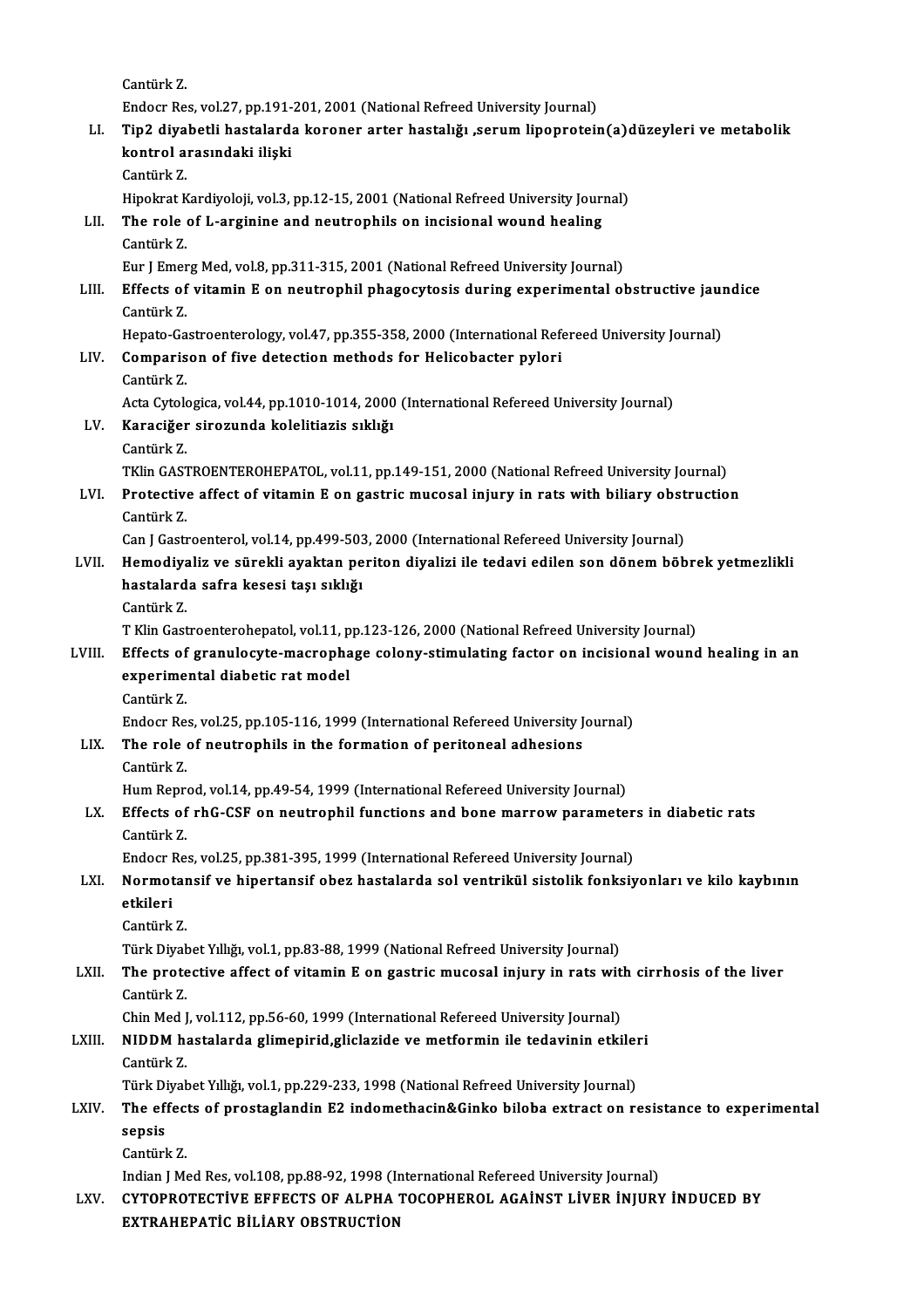Cantürk Z.
Endocr Res, vol.27, pp.191-201, 2001 (National Refreed University Journal)

LI. **Tip2 diyabetli hastalarda koroner arter hastalığı ,serum lipoprotein(a)düzeyleri ve metabolik kontrol arasındaki ilişki**
Cantürk Z.
Hipokrat Kardiyoloji, vol.3, pp.12-15, 2001 (National Refreed University Journal)

LII. **The role of L-arginine and neutrophils on incisional wound healing**
Cantürk Z.
Eur J Emerg Med, vol.8, pp.311-315, 2001 (National Refreed University Journal)

LIII. **Effects of vitamin E on neutrophil phagocytosis during experimental obstructive jaundice**
Cantürk Z.
Hepato-Gastroenterology, vol.47, pp.355-358, 2000 (International Refereed University Journal)

LIV. **Comparison of five detection methods for Helicobacter pylori**
Cantürk Z.
Acta Cytologica, vol.44, pp.1010-1014, 2000 (International Refereed University Journal)

LV. **Karaciğer sirozunda kolelitiazis sıklığı**
Cantürk Z.
TKlin GASTROENTEROHEPATOL, vol.11, pp.149-151, 2000 (National Refreed University Journal)

LVI. **Protective affect of vitamin E on gastric mucosal injury in rats with biliary obstruction**
Cantürk Z.
Can J Gastroenterol, vol.14, pp.499-503, 2000 (International Refereed University Journal)

LVII. **Hemodiyaliz ve sürekli ayaktan periton diyalizi ile tedavi edilen son dönem böbrek yetmezlikli hastalarda safra kesesi taşı sıklığı**
Cantürk Z.
T Klin Gastroenterohepatol, vol.11, pp.123-126, 2000 (National Refreed University Journal)

LVIII. **Effects of granulocyte-macrophage colony-stimulating factor on incisional wound healing in an experimental diabetic rat model**
Cantürk Z.
Endocr Res, vol.25, pp.105-116, 1999 (International Refereed University Journal)

LIX. **The role of neutrophils in the formation of peritoneal adhesions**
Cantürk Z.
Hum Reprod, vol.14, pp.49-54, 1999 (International Refereed University Journal)

LX. **Effects of rhG-CSF on neutrophil functions and bone marrow parameters in diabetic rats**
Cantürk Z.
Endocr Res, vol.25, pp.381-395, 1999 (International Refereed University Journal)

LXI. **Normotansif ve hipertansif obez hastalarda sol ventrikül sistolik fonksiyonları ve kilo kaybının etkileri**
Cantürk Z.
Türk Diyabet Yıllığı, vol.1, pp.83-88, 1999 (National Refreed University Journal)

LXII. **The protective affect of vitamin E on gastric mucosal injury in rats with cirrhosis of the liver**
Cantürk Z.
Chin Med J, vol.112, pp.56-60, 1999 (International Refereed University Journal)

LXIII. **NIDDM hastalarda glimepirid,gliclazide ve metformin ile tedavinin etkileri**
Cantürk Z.
Türk Diyabet Yıllığı, vol.1, pp.229-233, 1998 (National Refreed University Journal)

LXIV. **The effects of prostaglandin E2 indomethacin&Ginko biloba extract on resistance to experimental sepsis**
Cantürk Z.
Indian J Med Res, vol.108, pp.88-92, 1998 (International Refereed University Journal)

LXV. **CYTOPROTECTİVE EFFECTS OF ALPHA TOCOPHEROL AGAİNST LİVER İNJURY İNDUCED BY EXTRAHEPATİC BİLİARY OBSTRUCTİON**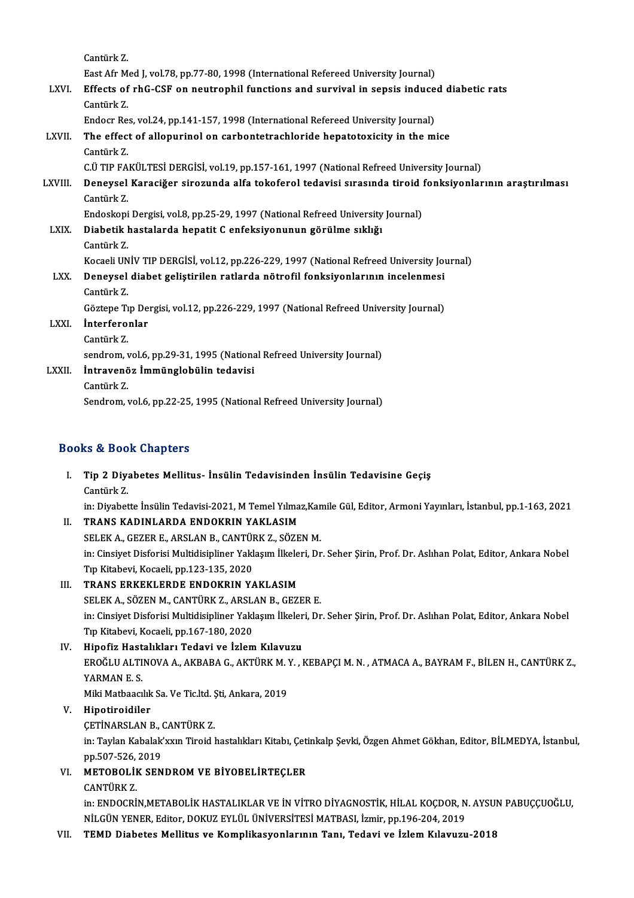Cantürk Z.
East Afr Med J, vol.78, pp.77-80, 1998 (International Refereed University Journal)

LXVI. **Effects of rhG-CSF on neutrophil functions and survival in sepsis induced diabetic rats**
Cantürk Z.
Endocr Res, vol.24, pp.141-157, 1998 (International Refereed University Journal)

LXVII. **The effect of allopurinol on carbontetrachloride hepatotoxicity in the mice**
Cantürk Z.
C.Ü TIP FAKÜLTESİ DERGİSİ, vol.19, pp.157-161, 1997 (National Refreed University Journal)

LXVIII. **Deneysel Karaciğer sirozunda alfa tokoferol tedavisi sırasında tiroid fonksiyonlarının araştırılması**
Cantürk Z.
Endoskopi Dergisi, vol.8, pp.25-29, 1997 (National Refreed University Journal)

LXIX. **Diabetik hastalarda hepatit C enfeksiyonunun görülme sıklığı**
Cantürk Z.
Kocaeli UNİV TIP DERGİSİ, vol.12, pp.226-229, 1997 (National Refreed University Journal)

LXX. **Deneysel diabet geliştirilen ratlarda nötrofil fonksiyonlarının incelenmesi**
Cantürk Z.
Göztepe Tıp Dergisi, vol.12, pp.226-229, 1997 (National Refreed University Journal)

LXXI. **İnterferonlar**
Cantürk Z.
sendrom, vol.6, pp.29-31, 1995 (National Refreed University Journal)

LXXII. **İntravenöz İmmünglobülin tedavisi**
Cantürk Z.
Sendrom, vol.6, pp.22-25, 1995 (National Refreed University Journal)

## Books & Book Chapters

I. **Tip 2 Diyabetes Mellitus- İnsülin Tedavisinden İnsülin Tedavisine Geçiş**
Cantürk Z.
in: Diyabette İnsülin Tedavisi-2021, M Temel Yılmaz,Kamile Gül, Editor, Armoni Yayınları, İstanbul, pp.1-163, 2021

II. **TRANS KADINLARDA ENDOKRIN YAKLASIM**
SELEK A., GEZER E., ARSLAN B., CANTÜRK Z., SÖZEN M.
in: Cinsiyet Disforisi Multidisipliner Yaklaşım İlkeleri, Dr. Seher Şirin, Prof. Dr. Aslıhan Polat, Editor, Ankara Nobel Tıp Kitabevi, Kocaeli, pp.123-135, 2020

III. **TRANS ERKEKLERDE ENDOKRIN YAKLASIM**
SELEK A., SÖZEN M., CANTÜRK Z., ARSLAN B., GEZER E.
in: Cinsiyet Disforisi Multidisipliner Yaklaşım İlkeleri, Dr. Seher Şirin, Prof. Dr. Aslıhan Polat, Editor, Ankara Nobel Tıp Kitabevi, Kocaeli, pp.167-180, 2020

IV. **Hipofiz Hastalıkları Tedavi ve İzlem Kılavuzu**
EROĞLU ALTINOVA A., AKBABA G., AKTÜRK M. Y. , KEBAPÇI M. N. , ATMACA A., BAYRAM F., BİLEN H., CANTÜRK Z., YARMAN E. S.
Miki Matbaacılık Sa. Ve Tic.ltd. Şti, Ankara, 2019

V. **Hipotiroidiler**
ÇETİNARSLAN B., CANTÜRK Z.
in: Taylan Kabalak'xxın Tiroid hastalıkları Kitabı, Çetinkalp Şevki, Özgen Ahmet Gökhan, Editor, BİLMEDYA, İstanbul, pp.507-526, 2019

VI. **METOBOLİK SENDROM VE BİYOBELİRTEÇLER**
CANTÜRK Z.
in: ENDOCRİN,METABOLİK HASTALIKLAR VE İN VİTRO DİYAGNOSTİK, HİLAL KOÇDOR, N. AYSUN PABUÇÇUOĞLU, NİLGÜN YENER, Editor, DOKUZ EYLÜL ÜNİVERSİTESİ MATBASI, İzmir, pp.196-204, 2019

VII. **TEMD Diabetes Mellitus ve Komplikasyonlarının Tanı, Tedavi ve İzlem Kılavuzu-2018**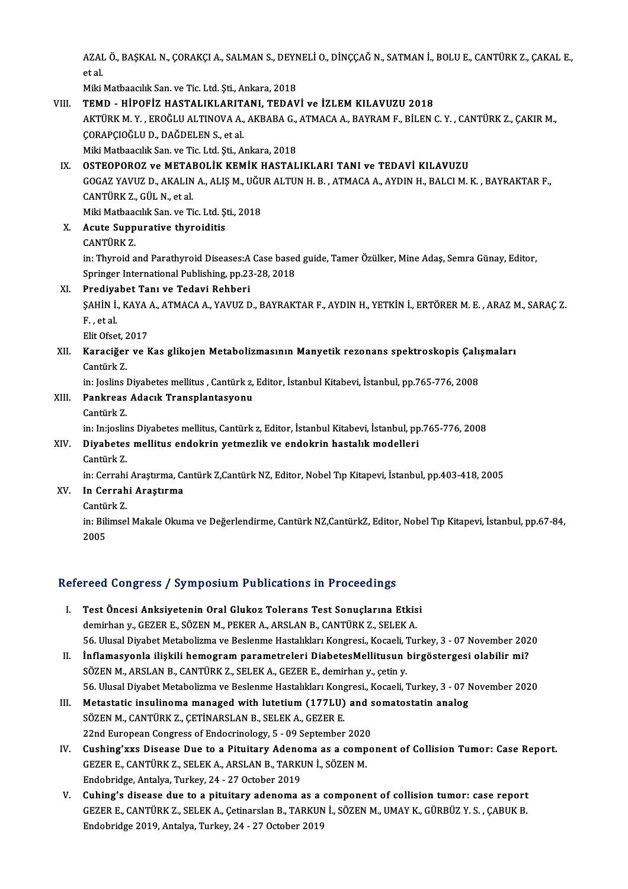AZAL Ö., BAŞKAL N., ÇORAKÇI A., SALMAN S., DEYNELİ O., DİNÇÇAĞ N., SATMAN İ., BOLU E., CANTÜRK Z., ÇAKAL E., et al.
Miki Matbaacılık San. ve Tic. Ltd. Şti., Ankara, 2018

VIII. **TEMD - HİPOFİZ HASTALIKLARITANI, TEDAVİ ve İZLEM KILAVUZU 2018**
AKTÜRK M. Y. , EROĞLU ALTINOVA A., AKBABA G., ATMACA A., BAYRAM F., BİLEN C. Y. , CANTÜRK Z., ÇAKIR M., ÇORAPÇIOĞLU D., DAĞDELEN S., et al.
Miki Matbaacılık San. ve Tic. Ltd. Şti., Ankara, 2018

IX. **OSTEOPOROZ ve METABOLİK KEMİK HASTALIKLARI TANI ve TEDAVİ KILAVUZU**
GOGAZ YAVUZ D., AKALIN A., ALIŞ M., UĞUR ALTUN H. B. , ATMACA A., AYDIN H., BALCI M. K. , BAYRAKTAR F., CANTÜRK Z., GÜL N., et al.
Miki Matbaacılık San. ve Tic. Ltd. Şti., 2018

X. **Acute Suppurative thyroiditis**
CANTÜRK Z.
in: Thyroid and Parathyroid Diseases:A Case based guide, Tamer Özülker, Mine Adaş, Semra Günay, Editor, Springer International Publishing, pp.23-28, 2018

XI. **Prediyabet Tanı ve Tedavi Rehberi**
ŞAHİN İ., KAYA A., ATMACA A., YAVUZ D., BAYRAKTAR F., AYDIN H., YETKİN İ., ERTÖRER M. E. , ARAZ M., SARAÇ Z. F. , et al.
Elit Ofset, 2017

XII. **Karaciğer ve Kas glikojen Metabolizmasının Manyetik rezonans spektroskopis Çalışmaları**
Cantürk Z.
in: Joslins Diyabetes mellitus , Cantürk z, Editor, İstanbul Kitabevi, İstanbul, pp.765-776, 2008

XIII. **Pankreas Adacık Transplantasyonu**
Cantürk Z.
in: In:joslins Diyabetes mellitus, Cantürk z, Editor, İstanbul Kitabevi, İstanbul, pp.765-776, 2008

XIV. **Diyabetes mellitus endokrin yetmezlik ve endokrin hastalık modelleri**
Cantürk Z.
in: Cerrahi Araştırma, Cantürk Z,Cantürk NZ, Editor, Nobel Tıp Kitapevi, İstanbul, pp.403-418, 2005

XV. **In Cerrahi Araştırma**
Cantürk Z.
in: Bilimsel Makale Okuma ve Değerlendirme, Cantürk NZ,CantürkZ, Editor, Nobel Tıp Kitapevi, İstanbul, pp.67-84, 2005

## Refereed Congress / Symposium Publications in Proceedings

I. **Test Öncesi Anksiyetenin Oral Glukoz Tolerans Test Sonuçlarına Etkisi**
demirhan y., GEZER E., SÖZEN M., PEKER A., ARSLAN B., CANTÜRK Z., SELEK A.
56. Ulusal Diyabet Metabolizma ve Beslenme Hastalıkları Kongresi., Kocaeli, Turkey, 3 - 07 November 2020

II. **İnflamasyonla ilişkili hemogram parametreleri DiabetesMellitusun birgöstergesi olabilir mi?**
SÖZEN M., ARSLAN B., CANTÜRK Z., SELEK A., GEZER E., demirhan y., çetin y.
56. Ulusal Diyabet Metabolizma ve Beslenme Hastalıkları Kongresi., Kocaeli, Turkey, 3 - 07 November 2020

III. **Metastatic insulinoma managed with lutetium (177LU) and somatostatin analog**
SÖZEN M., CANTÜRK Z., ÇETİNARSLAN B., SELEK A., GEZER E.
22nd European Congress of Endocrinology, 5 - 09 September 2020

IV. **Cushing'xxs Disease Due to a Pituitary Adenoma as a component of Collision Tumor: Case Report.**
GEZER E., CANTÜRK Z., SELEK A., ARSLAN B., TARKUN İ., SÖZEN M.
Endobridge, Antalya, Turkey, 24 - 27 October 2019

V. **Cuhing's disease due to a pituitary adenoma as a component of collision tumor: case report**
GEZER E., CANTÜRK Z., SELEK A., Çetinarslan B., TARKUN İ., SÖZEN M., UMAY K., GÜRBÜZ Y. S. , ÇABUK B.
Endobridge 2019, Antalya, Turkey, 24 - 27 October 2019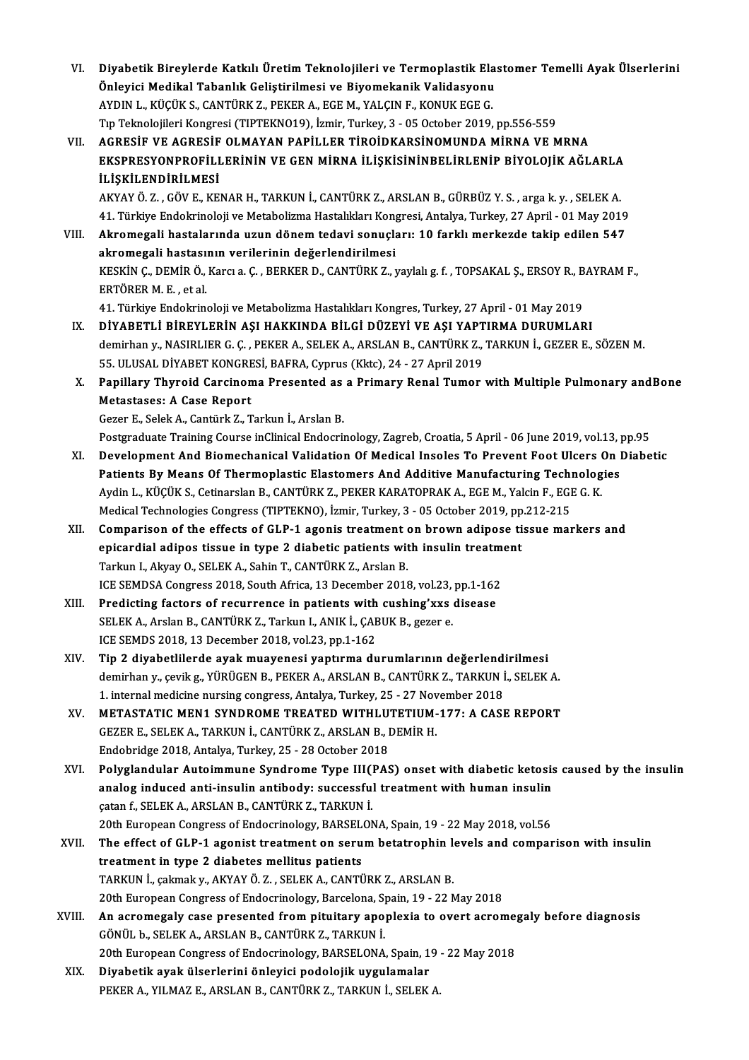VI. **Diyabetik Bireylerde Katkılı Üretim Teknolojileri ve Termoplastik Elastomer Temelli Ayak Ülserlerini Önleyici Medikal Tabanlık Geliştirilmesi ve Biyomekanik Validasyonu**
AYDIN L., KÜÇÜK S., CANTÜRK Z., PEKER A., EGE M., YALÇIN F., KONUK EGE G.
Tıp Teknolojileri Kongresi (TIPTEKNO19), İzmir, Turkey, 3 - 05 October 2019, pp.556-559

VII. **AGRESİF VE AGRESİF OLMAYAN PAPİLLER TİROİDKARSİNOMUNDA MİRNA VE MRNA EKSPRESYONPROFİLLERİNİN VE GEN MİRNA İLİŞKİSİNİNBELİRLENİP BİYOLOJİK AĞLARLA İLİŞKİLENDİRİLMESİ**
AKYAY Ö. Z. , GÖV E., KENAR H., TARKUN İ., CANTÜRK Z., ARSLAN B., GÜRBÜZ Y. S. , arga k. y. , SELEK A.
41. Türkiye Endokrinoloji ve Metabolizma Hastalıkları Kongresi, Antalya, Turkey, 27 April - 01 May 2019

VIII. **Akromegali hastalarında uzun dönem tedavi sonuçları: 10 farklı merkezde takip edilen 547 akromegali hastasının verilerinin değerlendirilmesi**
KESKİN Ç., DEMİR Ö., Karcı a. Ç. , BERKER D., CANTÜRK Z., yaylalı g. f. , TOPSAKAL Ş., ERSOY R., BAYRAM F., ERTÖRER M. E. , et al.
41. Türkiye Endokrinoloji ve Metabolizma Hastalıkları Kongres, Turkey, 27 April - 01 May 2019

IX. **DİYABETLİ BİREYLERİN AŞI HAKKINDA BİLGİ DÜZEYİ VE AŞI YAPTIRMA DURUMLARI**
demirhan y., NASIRLIER G. Ç. , PEKER A., SELEK A., ARSLAN B., CANTÜRK Z., TARKUN İ., GEZER E., SÖZEN M.
55. ULUSAL DİYABET KONGRESİ, BAFRA, Cyprus (Kktc), 24 - 27 April 2019

X. **Papillary Thyroid Carcinoma Presented as a Primary Renal Tumor with Multiple Pulmonary andBone Metastases: A Case Report**
Gezer E., Selek A., Cantürk Z., Tarkun İ., Arslan B.
Postgraduate Training Course inClinical Endocrinology, Zagreb, Croatia, 5 April - 06 June 2019, vol.13, pp.95

XI. **Development And Biomechanical Validation Of Medical Insoles To Prevent Foot Ulcers On Diabetic Patients By Means Of Thermoplastic Elastomers And Additive Manufacturing Technologies**
Aydin L., KÜÇÜK S., Cetinarslan B., CANTÜRK Z., PEKER KARATOPRAK A., EGE M., Yalcin F., EGE G. K.
Medical Technologies Congress (TIPTEKNO), İzmir, Turkey, 3 - 05 October 2019, pp.212-215

XII. **Comparison of the effects of GLP-1 agonis treatment on brown adipose tissue markers and epicardial adipos tissue in type 2 diabetic patients with insulin treatment**
Tarkun I., Akyay O., SELEK A., Sahin T., CANTÜRK Z., Arslan B.
ICE SEMDSA Congress 2018, South Africa, 13 December 2018, vol.23, pp.1-162

XIII. **Predicting factors of recurrence in patients with cushing'xxs disease**
SELEK A., Arslan B., CANTÜRK Z., Tarkun I., ANIK İ., ÇABUK B., gezer e.
ICE SEMDS 2018, 13 December 2018, vol.23, pp.1-162

XIV. **Tip 2 diyabetlilerde ayak muayenesi yaptırma durumlarının değerlendirilmesi**
demirhan y., çevik g., YÜRÜGEN B., PEKER A., ARSLAN B., CANTÜRK Z., TARKUN İ., SELEK A.
1. internal medicine nursing congress, Antalya, Turkey, 25 - 27 November 2018

XV. **METASTATIC MEN1 SYNDROME TREATED WITHLUTETIUM-177: A CASE REPORT**
GEZER E., SELEK A., TARKUN İ., CANTÜRK Z., ARSLAN B., DEMİR H.
Endobridge 2018, Antalya, Turkey, 25 - 28 October 2018

XVI. **Polyglandular Autoimmune Syndrome Type III(PAS) onset with diabetic ketosis caused by the insulin analog induced anti-insulin antibody: successful treatment with human insulin**
çatan f., SELEK A., ARSLAN B., CANTÜRK Z., TARKUN İ.
20th European Congress of Endocrinology, BARSELONA, Spain, 19 - 22 May 2018, vol.56

XVII. **The effect of GLP-1 agonist treatment on serum betatrophin levels and comparison with insulin treatment in type 2 diabetes mellitus patients**
TARKUN İ., çakmak y., AKYAY Ö. Z. , SELEK A., CANTÜRK Z., ARSLAN B.
20th European Congress of Endocrinology, Barcelona, Spain, 19 - 22 May 2018

XVIII. **An acromegaly case presented from pituitary apoplexia to overt acromegaly before diagnosis**
GÖNÜL b., SELEK A., ARSLAN B., CANTÜRK Z., TARKUN İ.
20th European Congress of Endocrinology, BARSELONA, Spain, 19 - 22 May 2018

XIX. **Diyabetik ayak ülserlerini önleyici podolojik uygulamalar**
PEKER A., YILMAZ E., ARSLAN B., CANTÜRK Z., TARKUN İ., SELEK A.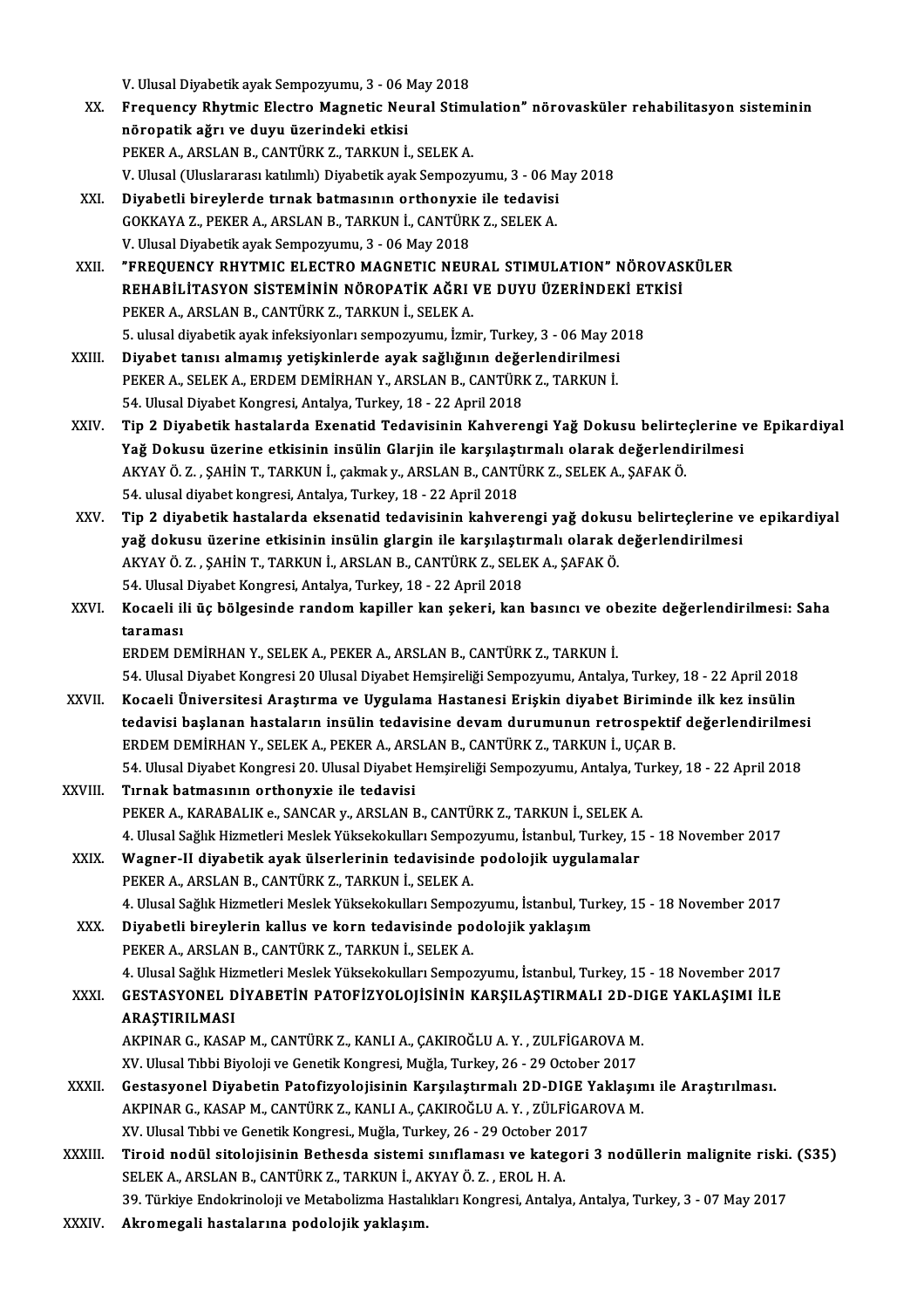V. Ulusal Diyabetik ayak Sempozyumu, 3 - 06 May 2018

XX. **Frequency Rhytmic Electro Magnetic Neural Stimulation" nörovasküler rehabilitasyon sisteminin nöropatik ağrı ve duyu üzerindeki etkisi**
PEKER A., ARSLAN B., CANTÜRK Z., TARKUN İ., SELEK A.
V. Ulusal (Uluslararası katılımlı) Diyabetik ayak Sempozyumu, 3 - 06 May 2018

XXI. **Diyabetli bireylerde tırnak batmasının orthonyxie ile tedavisi**
GOKKAYA Z., PEKER A., ARSLAN B., TARKUN İ., CANTÜRK Z., SELEK A.
V. Ulusal Diyabetik ayak Sempozyumu, 3 - 06 May 2018

XXII. **"FREQUENCY RHYTMIC ELECTRO MAGNETIC NEURAL STIMULATION" NÖROVASKÜLER REHABİLİTASYON SİSTEMİNİN NÖROPATİK AĞRI VE DUYU ÜZERİNDEKİ ETKİSİ**
PEKER A., ARSLAN B., CANTÜRK Z., TARKUN İ., SELEK A.
5. ulusal diyabetik ayak infeksiyonları sempozyumu, İzmir, Turkey, 3 - 06 May 2018

XXIII. **Diyabet tanısı almamış yetişkinlerde ayak sağlığının değerlendirilmesi**
PEKER A., SELEK A., ERDEM DEMİRHAN Y., ARSLAN B., CANTÜRK Z., TARKUN İ.
54. Ulusal Diyabet Kongresi, Antalya, Turkey, 18 - 22 April 2018

XXIV. **Tip 2 Diyabetik hastalarda Exenatid Tedavisinin Kahverengi Yağ Dokusu belirteçlerine ve Epikardiyal Yağ Dokusu üzerine etkisinin insülin Glarjin ile karşılaştırmalı olarak değerlendirilmesi**
AKYAY Ö. Z. , ŞAHİN T., TARKUN İ., çakmak y., ARSLAN B., CANTÜRK Z., SELEK A., ŞAFAK Ö.
54. ulusal diyabet kongresi, Antalya, Turkey, 18 - 22 April 2018

XXV. **Tip 2 diyabetik hastalarda eksenatid tedavisinin kahverengi yağ dokusu belirteçlerine ve epikardiyal yağ dokusu üzerine etkisinin insülin glargin ile karşılaştırmalı olarak değerlendirilmesi**
AKYAY Ö. Z. , ŞAHİN T., TARKUN İ., ARSLAN B., CANTÜRK Z., SELEK A., ŞAFAK Ö.
54. Ulusal Diyabet Kongresi, Antalya, Turkey, 18 - 22 April 2018

XXVI. **Kocaeli ili üç bölgesinde random kapiller kan şekeri, kan basıncı ve obezite değerlendirilmesi: Saha taraması**
ERDEM DEMİRHAN Y., SELEK A., PEKER A., ARSLAN B., CANTÜRK Z., TARKUN İ.
54. Ulusal Diyabet Kongresi 20 Ulusal Diyabet Hemşireliği Sempozyumu, Antalya, Turkey, 18 - 22 April 2018

XXVII. **Kocaeli Üniversitesi Araştırma ve Uygulama Hastanesi Erişkin diyabet Biriminde ilk kez insülin tedavisi başlanan hastaların insülin tedavisine devam durumunun retrospektif değerlendirilmesi**
ERDEM DEMİRHAN Y., SELEK A., PEKER A., ARSLAN B., CANTÜRK Z., TARKUN İ., UÇAR B.
54. Ulusal Diyabet Kongresi 20. Ulusal Diyabet Hemşireliği Sempozyumu, Antalya, Turkey, 18 - 22 April 2018

XXVIII. **Tırnak batmasının orthonyxie ile tedavisi**
PEKER A., KARABALIK e., SANCAR y., ARSLAN B., CANTÜRK Z., TARKUN İ., SELEK A.
4. Ulusal Sağlık Hizmetleri Meslek Yüksekokulları Sempozyumu, İstanbul, Turkey, 15 - 18 November 2017

XXIX. **Wagner-II diyabetik ayak ülserlerinin tedavisinde podolojik uygulamalar**
PEKER A., ARSLAN B., CANTÜRK Z., TARKUN İ., SELEK A.
4. Ulusal Sağlık Hizmetleri Meslek Yüksekokulları Sempozyumu, İstanbul, Turkey, 15 - 18 November 2017

XXX. **Diyabetli bireylerin kallus ve korn tedavisinde podolojik yaklaşım**
PEKER A., ARSLAN B., CANTÜRK Z., TARKUN İ., SELEK A.
4. Ulusal Sağlık Hizmetleri Meslek Yüksekokulları Sempozyumu, İstanbul, Turkey, 15 - 18 November 2017

XXXI. **GESTASYONEL DİYABETİN PATOFİZYOLOJİSİNİN KARŞILAŞTIRMALI 2D-DIGE YAKLAŞIMI İLE ARAŞTIRILMASI**
AKPINAR G., KASAP M., CANTÜRK Z., KANLI A., ÇAKIROĞLU A. Y. , ZULFİGAROVA M.
XV. Ulusal Tıbbi Biyoloji ve Genetik Kongresi, Muğla, Turkey, 26 - 29 October 2017

XXXII. **Gestasyonel Diyabetin Patofizyolojisinin Karşılaştırmalı 2D-DIGE Yaklaşımı ile Araştırılması.**
AKPINAR G., KASAP M., CANTÜRK Z., KANLI A., ÇAKIROĞLU A. Y. , ZÜLFİGAROVA M.
XV. Ulusal Tıbbi ve Genetik Kongresi., Muğla, Turkey, 26 - 29 October 2017

XXXIII. **Tiroid nodül sitolojisinin Bethesda sistemi sınıflaması ve kategori 3 nodüllerin malignite riski. (S35)**
SELEK A., ARSLAN B., CANTÜRK Z., TARKUN İ., AKYAY Ö. Z. , EROL H. A.
39. Türkiye Endokrinoloji ve Metabolizma Hastalıkları Kongresi, Antalya, Antalya, Turkey, 3 - 07 May 2017

XXXIV. **Akromegali hastalarına podolojik yaklaşım.**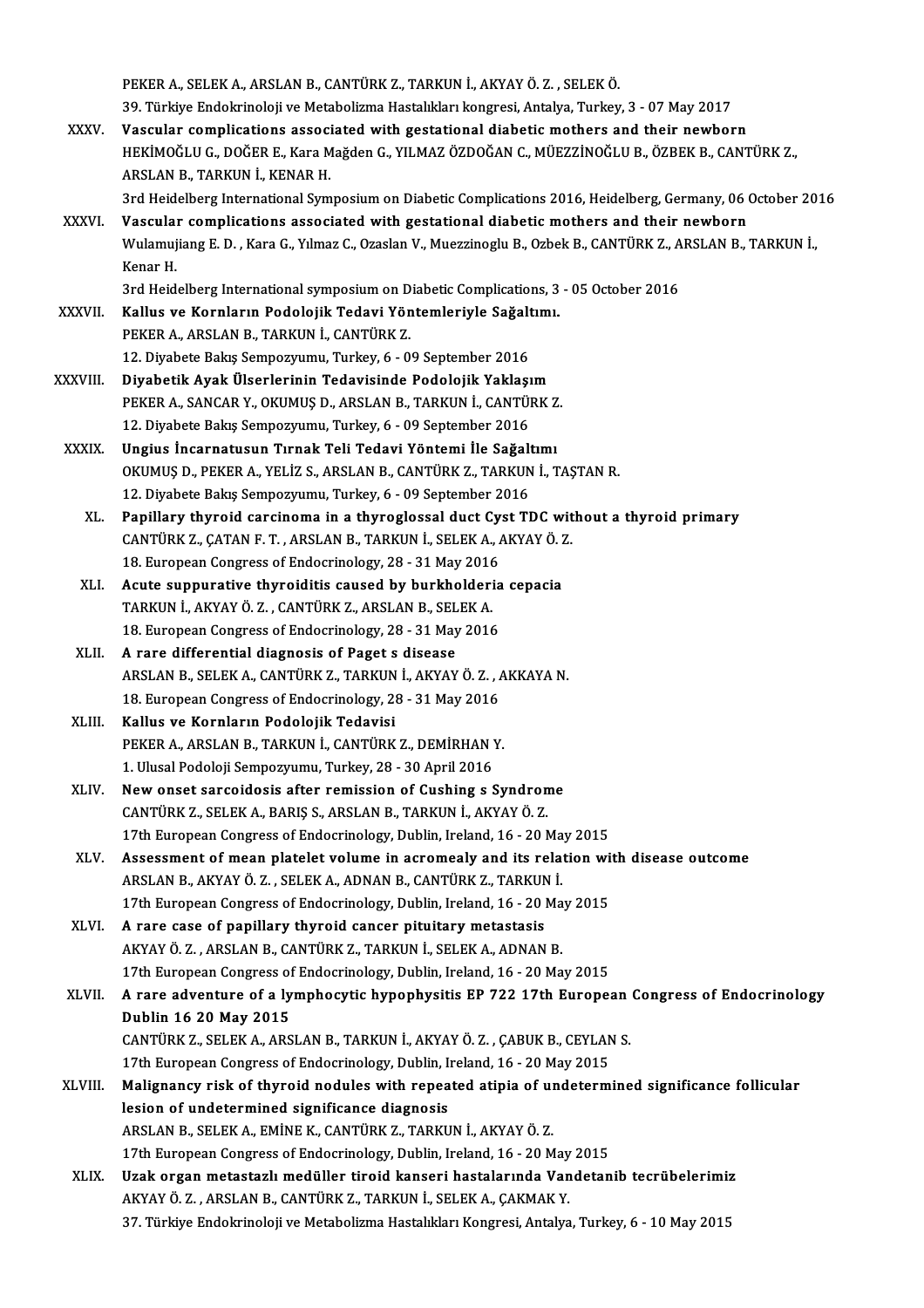PEKER A., SELEK A., ARSLAN B., CANTÜRK Z., TARKUN İ., AKYAY Ö. Z. , SELEK Ö.
39. Türkiye Endokrinoloji ve Metabolizma Hastalıkları kongresi, Antalya, Turkey, 3 - 07 May 2017

XXXV. **Vascular complications associated with gestational diabetic mothers and their newborn**
HEKİMOĞLU G., DOĞER E., Kara Mağden G., YILMAZ ÖZDOĞAN C., MÜEZZİNOĞLU B., ÖZBEK B., CANTÜRK Z., ARSLAN B., TARKUN İ., KENAR H.
3rd Heidelberg International Symposium on Diabetic Complications 2016, Heidelberg, Germany, 06 October 2016

XXXVI. **Vascular complications associated with gestational diabetic mothers and their newborn**
Wulamujiang E. D. , Kara G., Yılmaz C., Ozaslan V., Muezzinoglu B., Ozbek B., CANTÜRK Z., ARSLAN B., TARKUN İ., Kenar H.
3rd Heidelberg International symposium on Diabetic Complications, 3 - 05 October 2016

XXXVII. **Kallus ve Kornların Podolojik Tedavi Yöntemleriyle Sağaltımı.**
PEKER A., ARSLAN B., TARKUN İ., CANTÜRK Z.
12. Diyabete Bakış Sempozyumu, Turkey, 6 - 09 September 2016

XXXVIII. **Diyabetik Ayak Ülserlerinin Tedavisinde Podolojik Yaklaşım**
PEKER A., SANCAR Y., OKUMUŞ D., ARSLAN B., TARKUN İ., CANTÜRK Z.
12. Diyabete Bakış Sempozyumu, Turkey, 6 - 09 September 2016

XXXIX. **Ungius İncarnatusun Tırnak Teli Tedavi Yöntemi İle Sağaltımı**
OKUMUŞ D., PEKER A., YELİZ S., ARSLAN B., CANTÜRK Z., TARKUN İ., TAŞTAN R.
12. Diyabete Bakış Sempozyumu, Turkey, 6 - 09 September 2016

XL. **Papillary thyroid carcinoma in a thyroglossal duct Cyst TDC without a thyroid primary**
CANTÜRK Z., ÇATAN F. T. , ARSLAN B., TARKUN İ., SELEK A., AKYAY Ö. Z.
18. European Congress of Endocrinology, 28 - 31 May 2016

XLI. **Acute suppurative thyroiditis caused by burkholderia cepacia**
TARKUN İ., AKYAY Ö. Z. , CANTÜRK Z., ARSLAN B., SELEK A.
18. European Congress of Endocrinology, 28 - 31 May 2016

XLII. **A rare differential diagnosis of Paget s disease**
ARSLAN B., SELEK A., CANTÜRK Z., TARKUN İ., AKYAY Ö. Z. , AKKAYA N.
18. European Congress of Endocrinology, 28 - 31 May 2016

XLIII. **Kallus ve Kornların Podolojik Tedavisi**
PEKER A., ARSLAN B., TARKUN İ., CANTÜRK Z., DEMİRHAN Y.
1. Ulusal Podoloji Sempozyumu, Turkey, 28 - 30 April 2016

XLIV. **New onset sarcoidosis after remission of Cushing s Syndrome**
CANTÜRK Z., SELEK A., BARIŞ S., ARSLAN B., TARKUN İ., AKYAY Ö. Z.
17th European Congress of Endocrinology, Dublin, Ireland, 16 - 20 May 2015

XLV. **Assessment of mean platelet volume in acromealy and its relation with disease outcome**
ARSLAN B., AKYAY Ö. Z. , SELEK A., ADNAN B., CANTÜRK Z., TARKUN İ.
17th European Congress of Endocrinology, Dublin, Ireland, 16 - 20 May 2015

XLVI. **A rare case of papillary thyroid cancer pituitary metastasis**
AKYAY Ö. Z. , ARSLAN B., CANTÜRK Z., TARKUN İ., SELEK A., ADNAN B.
17th European Congress of Endocrinology, Dublin, Ireland, 16 - 20 May 2015

XLVII. **A rare adventure of a lymphocytic hypophysitis EP 722 17th European Congress of Endocrinology Dublin 16 20 May 2015**
CANTÜRK Z., SELEK A., ARSLAN B., TARKUN İ., AKYAY Ö. Z. , ÇABUK B., CEYLAN S.
17th European Congress of Endocrinology, Dublin, Ireland, 16 - 20 May 2015

XLVIII. **Malignancy risk of thyroid nodules with repeated atipia of undetermined significance follicular lesion of undetermined significance diagnosis**
ARSLAN B., SELEK A., EMİNE K., CANTÜRK Z., TARKUN İ., AKYAY Ö. Z.
17th European Congress of Endocrinology, Dublin, Ireland, 16 - 20 May 2015

XLIX. **Uzak organ metastazlı medüller tiroid kanseri hastalarında Vandetanib tecrübelerimiz**
AKYAY Ö. Z. , ARSLAN B., CANTÜRK Z., TARKUN İ., SELEK A., ÇAKMAK Y.
37. Türkiye Endokrinoloji ve Metabolizma Hastalıkları Kongresi, Antalya, Turkey, 6 - 10 May 2015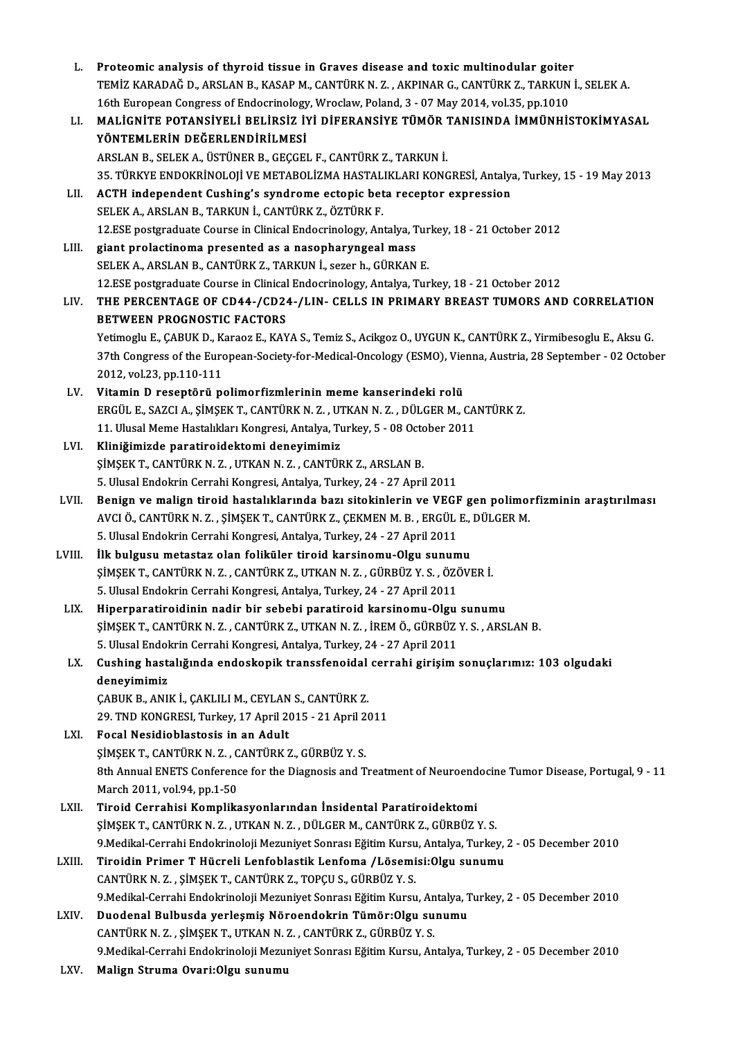L. **Proteomic analysis of thyroid tissue in Graves disease and toxic multinodular goiter**
TEMİZ KARADAĞ D., ARSLAN B., KASAP M., CANTÜRK N. Z. , AKPINAR G., CANTÜRK Z., TARKUN İ., SELEK A.
16th European Congress of Endocrinology, Wroclaw, Poland, 3 - 07 May 2014, vol.35, pp.1010

LI. **MALİGNİTE POTANSİYELİ BELİRSİZ İYİ DİFERANSİYE TÜMÖR TANISINDA İMMÜNHİSTOKİMYASAL YÖNTEMLERİN DEĞERLENDİRİLMESİ**
ARSLAN B., SELEK A., ÜSTÜNER B., GEÇGEL F., CANTÜRK Z., TARKUN İ.
35. TÜRKYE ENDOKRİNOLOJİ VE METABOLİZMA HASTALIKLARI KONGRESİ, Antalya, Turkey, 15 - 19 May 2013

LII. **ACTH independent Cushing's syndrome ectopic beta receptor expression**
SELEK A., ARSLAN B., TARKUN İ., CANTÜRK Z., ÖZTÜRK F.
12.ESE postgraduate Course in Clinical Endocrinology, Antalya, Turkey, 18 - 21 October 2012

LIII. **giant prolactinoma presented as a nasopharyngeal mass**
SELEK A., ARSLAN B., CANTÜRK Z., TARKUN İ., sezer h., GÜRKAN E.
12.ESE postgraduate Course in Clinical Endocrinology, Antalya, Turkey, 18 - 21 October 2012

LIV. **THE PERCENTAGE OF CD44-/CD24-/LIN- CELLS IN PRIMARY BREAST TUMORS AND CORRELATION BETWEEN PROGNOSTIC FACTORS**
Yetimoglu E., ÇABUK D., Karaoz E., KAYA S., Temiz S., Acikgoz O., UYGUN K., CANTÜRK Z., Yirmibesoglu E., Aksu G.
37th Congress of the European-Society-for-Medical-Oncology (ESMO), Vienna, Austria, 28 September - 02 October 2012, vol.23, pp.110-111

LV. **Vitamin D reseptörü polimorfizmlerinin meme kanserindeki rolü**
ERGÜL E., SAZCI A., ŞİMŞEK T., CANTÜRK N. Z. , UTKAN N. Z. , DÜLGER M., CANTÜRK Z.
11. Ulusal Meme Hastalıkları Kongresi, Antalya, Turkey, 5 - 08 October 2011

LVI. **Kliniğimizde paratiroidektomi deneyimimiz**
ŞİMŞEK T., CANTÜRK N. Z. , UTKAN N. Z. , CANTÜRK Z., ARSLAN B.
5. Ulusal Endokrin Cerrahi Kongresi, Antalya, Turkey, 24 - 27 April 2011

LVII. **Benign ve malign tiroid hastalıklarında bazı sitokinlerin ve VEGF gen polimorfizminin araştırılması**
AVCI Ö., CANTÜRK N. Z. , ŞİMŞEK T., CANTÜRK Z., ÇEKMEN M. B. , ERGÜL E., DÜLGER M.
5. Ulusal Endokrin Cerrahi Kongresi, Antalya, Turkey, 24 - 27 April 2011

LVIII. **İlk bulgusu metastaz olan foliküler tiroid karsinomu-Olgu sunumu**
ŞİMŞEK T., CANTÜRK N. Z. , CANTÜRK Z., UTKAN N. Z. , GÜRBÜZ Y. S. , ÖZÖVER İ.
5. Ulusal Endokrin Cerrahi Kongresi, Antalya, Turkey, 24 - 27 April 2011

LIX. **Hiperparatiroidinin nadir bir sebebi paratiroid karsinomu-Olgu sunumu**
ŞİMŞEK T., CANTÜRK N. Z. , CANTÜRK Z., UTKAN N. Z. , İREM Ö., GÜRBÜZ Y. S. , ARSLAN B.
5. Ulusal Endokrin Cerrahi Kongresi, Antalya, Turkey, 24 - 27 April 2011

LX. **Cushing hastalığında endoskopik transsfenoidal cerrahi girişim sonuçlarımız: 103 olgudaki deneyimimiz**
ÇABUK B., ANIK İ., ÇAKLILI M., CEYLAN S., CANTÜRK Z.
29. TND KONGRESI, Turkey, 17 April 2015 - 21 April 2011

LXI. **Focal Nesidioblastosis in an Adult**
ŞİMŞEK T., CANTÜRK N. Z. , CANTÜRK Z., GÜRBÜZ Y. S.
8th Annual ENETS Conference for the Diagnosis and Treatment of Neuroendocine Tumor Disease, Portugal, 9 - 11 March 2011, vol.94, pp.1-50

LXII. **Tiroid Cerrahisi Komplikasyonlarından İnsidental Paratiroidektomi**
ŞİMŞEK T., CANTÜRK N. Z. , UTKAN N. Z. , DÜLGER M., CANTÜRK Z., GÜRBÜZ Y. S.
9.Medikal-Cerrahi Endokrinoloji Mezuniyet Sonrası Eğitim Kursu, Antalya, Turkey, 2 - 05 December 2010

LXIII. **Tiroidin Primer T Hücreli Lenfoblastik Lenfoma /Lösemisi:Olgu sunumu**
CANTÜRK N. Z. , ŞİMŞEK T., CANTÜRK Z., TOPÇU S., GÜRBÜZ Y. S.
9.Medikal-Cerrahi Endokrinoloji Mezuniyet Sonrası Eğitim Kursu, Antalya, Turkey, 2 - 05 December 2010

LXIV. **Duodenal Bulbusda yerleşmiş Nöroendokrin Tümör:Olgu sunumu**
CANTÜRK N. Z. , ŞİMŞEK T., UTKAN N. Z. , CANTÜRK Z., GÜRBÜZ Y. S.
9.Medikal-Cerrahi Endokrinoloji Mezuniyet Sonrası Eğitim Kursu, Antalya, Turkey, 2 - 05 December 2010

LXV. **Malign Struma Ovari:Olgu sunumu**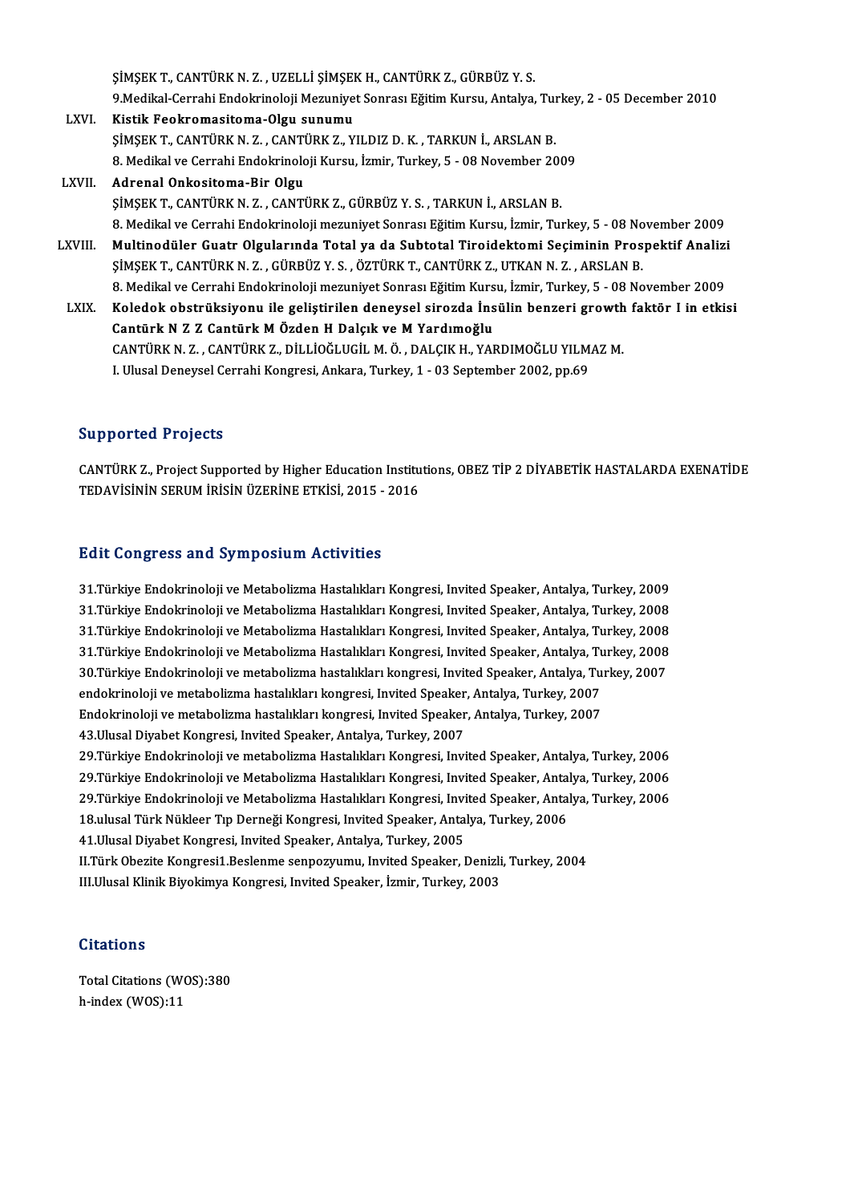ŞİMŞEK T., CANTÜRK N. Z. , UZELLİ ŞİMŞEK H., CANTÜRK Z., GÜRBÜZ Y. S.
9.Medikal-Cerrahi Endokrinoloji Mezuniyet Sonrası Eğitim Kursu, Antalya, Turkey, 2 - 05 December 2010

LXVI. **Kistik Feokromasitoma-Olgu sunumu**
ŞİMŞEK T., CANTÜRK N. Z. , CANTÜRK Z., YILDIZ D. K. , TARKUN İ., ARSLAN B.
8. Medikal ve Cerrahi Endokrinoloji Kursu, İzmir, Turkey, 5 - 08 November 2009

LXVII. **Adrenal Onkositoma-Bir Olgu**
ŞİMŞEK T., CANTÜRK N. Z. , CANTÜRK Z., GÜRBÜZ Y. S. , TARKUN İ., ARSLAN B.
8. Medikal ve Cerrahi Endokrinoloji mezuniyet Sonrası Eğitim Kursu, İzmir, Turkey, 5 - 08 November 2009

LXVIII. **Multinodüler Guatr Olgularında Total ya da Subtotal Tiroidektomi Seçiminin Prospektif Analizi**
ŞİMŞEK T., CANTÜRK N. Z. , GÜRBÜZ Y. S. , ÖZTÜRK T., CANTÜRK Z., UTKAN N. Z. , ARSLAN B.
8. Medikal ve Cerrahi Endokrinoloji mezuniyet Sonrası Eğitim Kursu, İzmir, Turkey, 5 - 08 November 2009

LXIX. **Koledok obstrüksiyonu ile geliştirilen deneysel sirozda İnsülin benzeri growth faktör I in etkisi Cantürk N Z Z Cantürk M Özden H Dalçık ve M Yardımoğlu**
CANTÜRK N. Z. , CANTÜRK Z., DİLLİOĞLUGİL M. Ö. , DALÇIK H., YARDIMOĞLU YILMAZ M.
I. Ulusal Deneysel Cerrahi Kongresi, Ankara, Turkey, 1 - 03 September 2002, pp.69

## Supported Projects

CANTÜRK Z., Project Supported by Higher Education Institutions, OBEZ TİP 2 DİYABETİK HASTALARDA EXENATİDE TEDAVİSİNİN SERUM İRİSİN ÜZERİNE ETKİSİ, 2015 - 2016

## Edit Congress and Symposium Activities

31.Türkiye Endokrinoloji ve Metabolizma Hastalıkları Kongresi, Invited Speaker, Antalya, Turkey, 2009
31.Türkiye Endokrinoloji ve Metabolizma Hastalıkları Kongresi, Invited Speaker, Antalya, Turkey, 2008
31.Türkiye Endokrinoloji ve Metabolizma Hastalıkları Kongresi, Invited Speaker, Antalya, Turkey, 2008
31.Türkiye Endokrinoloji ve Metabolizma Hastalıkları Kongresi, Invited Speaker, Antalya, Turkey, 2008
30.Türkiye Endokrinoloji ve metabolizma hastalıkları kongresi, Invited Speaker, Antalya, Turkey, 2007
endokrinoloji ve metabolizma hastalıkları kongresi, Invited Speaker, Antalya, Turkey, 2007
Endokrinoloji ve metabolizma hastalıkları kongresi, Invited Speaker, Antalya, Turkey, 2007
43.Ulusal Diyabet Kongresi, Invited Speaker, Antalya, Turkey, 2007
29.Türkiye Endokrinoloji ve metabolizma Hastalıkları Kongresi, Invited Speaker, Antalya, Turkey, 2006
29.Türkiye Endokrinoloji ve Metabolizma Hastalıkları Kongresi, Invited Speaker, Antalya, Turkey, 2006
29.Türkiye Endokrinoloji ve Metabolizma Hastalıkları Kongresi, Invited Speaker, Antalya, Turkey, 2006
18.ulusal Türk Nükleer Tıp Derneği Kongresi, Invited Speaker, Antalya, Turkey, 2006
41.Ulusal Diyabet Kongresi, Invited Speaker, Antalya, Turkey, 2005
II.Türk Obezite Kongresi1.Beslenme senpozyumu, Invited Speaker, Denizli, Turkey, 2004
III.Ulusal Klinik Biyokimya Kongresi, Invited Speaker, İzmir, Turkey, 2003

## Citations

Total Citations (WOS):380
h-index (WOS):11